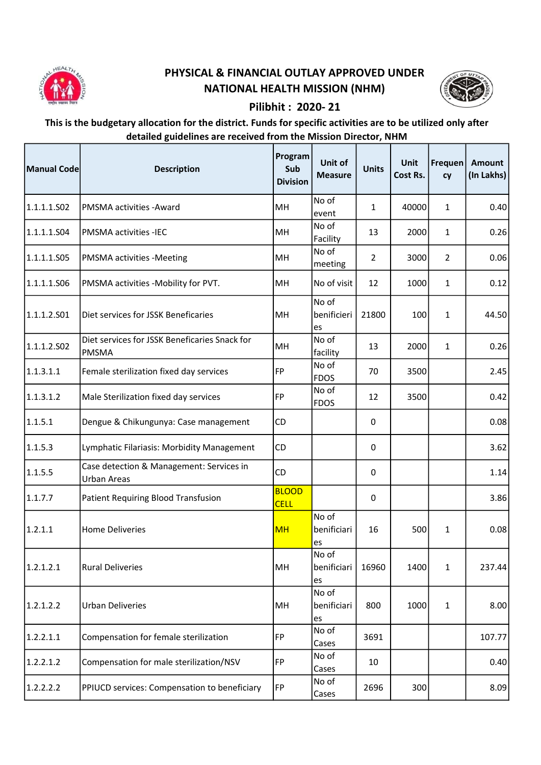# PHYSICAL & FINANCIAL OUTLAY APPROVED UNDER NATIONAL HEALTH MISSION (NHM)

## Pilibhit : 2020- 21

**This is the budgetary allocation for the district. Funds for specific activities are to be utilized only after detailed guidelines are received from the Mission Director, NHM**

| Manual Code | Description | Program Sub Division | Unit of Measure | Units | Unit Cost Rs. | Frequency | Amount (In Lakhs) |
|---|---|---|---|---|---|---|---|
| 1.1.1.1.S02 | PMSMA activities -Award | MH | No of event | 1 | 40000 | 1 | 0.40 |
| 1.1.1.1.S04 | PMSMA activities -IEC | MH | No of Facility | 13 | 2000 | 1 | 0.26 |
| 1.1.1.1.S05 | PMSMA activities -Meeting | MH | No of meeting | 2 | 3000 | 2 | 0.06 |
| 1.1.1.1.S06 | PMSMA activities -Mobility for PVT. | MH | No of visit | 12 | 1000 | 1 | 0.12 |
| 1.1.1.2.S01 | Diet services for JSSK Beneficaries | MH | No of benificieries | 21800 | 100 | 1 | 44.50 |
| 1.1.1.2.S02 | Diet services for JSSK Beneficaries Snack for PMSMA | MH | No of facility | 13 | 2000 | 1 | 0.26 |
| 1.1.3.1.1 | Female sterilization fixed day services | FP | No of FDOS | 70 | 3500 | | 2.45 |
| 1.1.3.1.2 | Male Sterilization fixed day services | FP | No of FDOS | 12 | 3500 | | 0.42 |
| 1.1.5.1 | Dengue & Chikungunya: Case management | CD | | 0 | | | 0.08 |
| 1.1.5.3 | Lymphatic Filariasis: Morbidity Management | CD | | 0 | | | 3.62 |
| 1.1.5.5 | Case detection & Management: Services in Urban Areas | CD | | 0 | | | 1.14 |
| 1.1.7.7 | Patient Requiring Blood Transfusion | BLOOD CELL | | 0 | | | 3.86 |
| 1.2.1.1 | Home Deliveries | MH | No of benificiaries | 16 | 500 | 1 | 0.08 |
| 1.2.1.2.1 | Rural Deliveries | MH | No of benificiaries | 16960 | 1400 | 1 | 237.44 |
| 1.2.1.2.2 | Urban Deliveries | MH | No of benificiaries | 800 | 1000 | 1 | 8.00 |
| 1.2.2.1.1 | Compensation for female sterilization | FP | No of Cases | 3691 | | | 107.77 |
| 1.2.2.1.2 | Compensation for male sterilization/NSV | FP | No of Cases | 10 | | | 0.40 |
| 1.2.2.2.2 | PPIUCD services: Compensation to beneficiary | FP | No of Cases | 2696 | 300 | | 8.09 |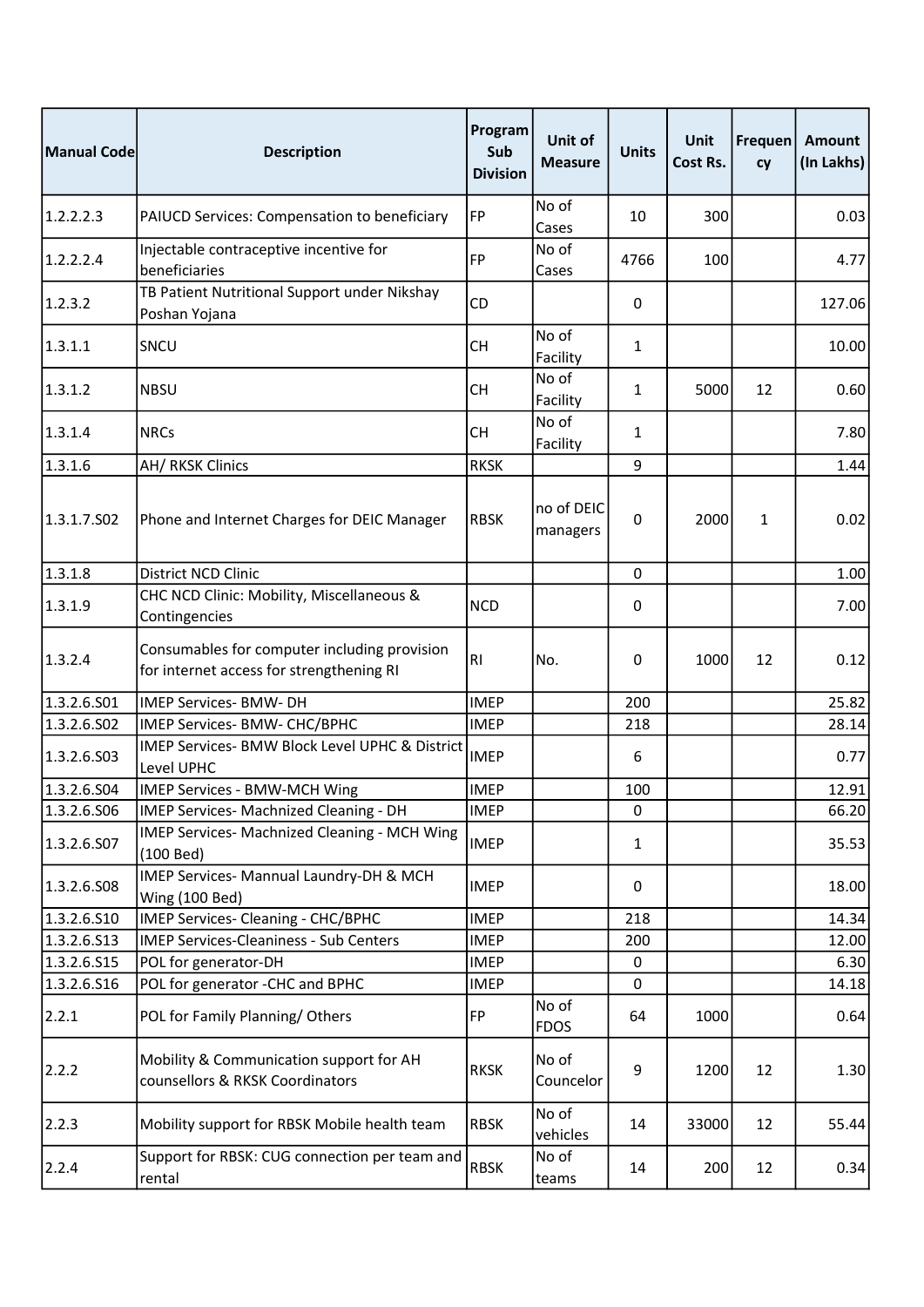| Manual Code | Description | Program Sub Division | Unit of Measure | Units | Unit Cost Rs. | Frequency | Amount (In Lakhs) |
|---|---|---|---|---|---|---|---|
| 1.2.2.2.3 | PAIUCD Services: Compensation to beneficiary | FP | No of Cases | 10 | 300 | | 0.03 |
| 1.2.2.2.4 | Injectable contraceptive incentive for beneficiaries | FP | No of Cases | 4766 | 100 | | 4.77 |
| 1.2.3.2 | TB Patient Nutritional Support under Nikshay Poshan Yojana | CD | | 0 | | | 127.06 |
| 1.3.1.1 | SNCU | CH | No of Facility | 1 | | | 10.00 |
| 1.3.1.2 | NBSU | CH | No of Facility | 1 | 5000 | 12 | 0.60 |
| 1.3.1.4 | NRCs | CH | No of Facility | 1 | | | 7.80 |
| 1.3.1.6 | AH/ RKSK Clinics | RKSK | | 9 | | | 1.44 |
| 1.3.1.7.S02 | Phone and Internet Charges for DEIC Manager | RBSK | no of DEIC managers | 0 | 2000 | 1 | 0.02 |
| 1.3.1.8 | District NCD Clinic | | | 0 | | | 1.00 |
| 1.3.1.9 | CHC NCD Clinic: Mobility, Miscellaneous & Contingencies | NCD | | 0 | | | 7.00 |
| 1.3.2.4 | Consumables for computer including provision for internet access for strengthening RI | RI | No. | 0 | 1000 | 12 | 0.12 |
| 1.3.2.6.S01 | IMEP Services- BMW- DH | IMEP | | 200 | | | 25.82 |
| 1.3.2.6.S02 | IMEP Services- BMW- CHC/BPHC | IMEP | | 218 | | | 28.14 |
| 1.3.2.6.S03 | IMEP Services- BMW Block Level UPHC & District Level UPHC | IMEP | | 6 | | | 0.77 |
| 1.3.2.6.S04 | IMEP Services - BMW-MCH Wing | IMEP | | 100 | | | 12.91 |
| 1.3.2.6.S06 | IMEP Services- Machnized Cleaning - DH | IMEP | | 0 | | | 66.20 |
| 1.3.2.6.S07 | IMEP Services- Machnized Cleaning - MCH Wing (100 Bed) | IMEP | | 1 | | | 35.53 |
| 1.3.2.6.S08 | IMEP Services- Mannual Laundry-DH & MCH Wing (100 Bed) | IMEP | | 0 | | | 18.00 |
| 1.3.2.6.S10 | IMEP Services- Cleaning - CHC/BPHC | IMEP | | 218 | | | 14.34 |
| 1.3.2.6.S13 | IMEP Services-Cleaniness - Sub Centers | IMEP | | 200 | | | 12.00 |
| 1.3.2.6.S15 | POL for generator-DH | IMEP | | 0 | | | 6.30 |
| 1.3.2.6.S16 | POL for generator -CHC and BPHC | IMEP | | 0 | | | 14.18 |
| 2.2.1 | POL for Family Planning/ Others | FP | No of FDOS | 64 | 1000 | | 0.64 |
| 2.2.2 | Mobility & Communication support for AH counsellors & RKSK Coordinators | RKSK | No of Councelor | 9 | 1200 | 12 | 1.30 |
| 2.2.3 | Mobility support for RBSK Mobile health team | RBSK | No of vehicles | 14 | 33000 | 12 | 55.44 |
| 2.2.4 | Support for RBSK: CUG connection per team and rental | RBSK | No of teams | 14 | 200 | 12 | 0.34 |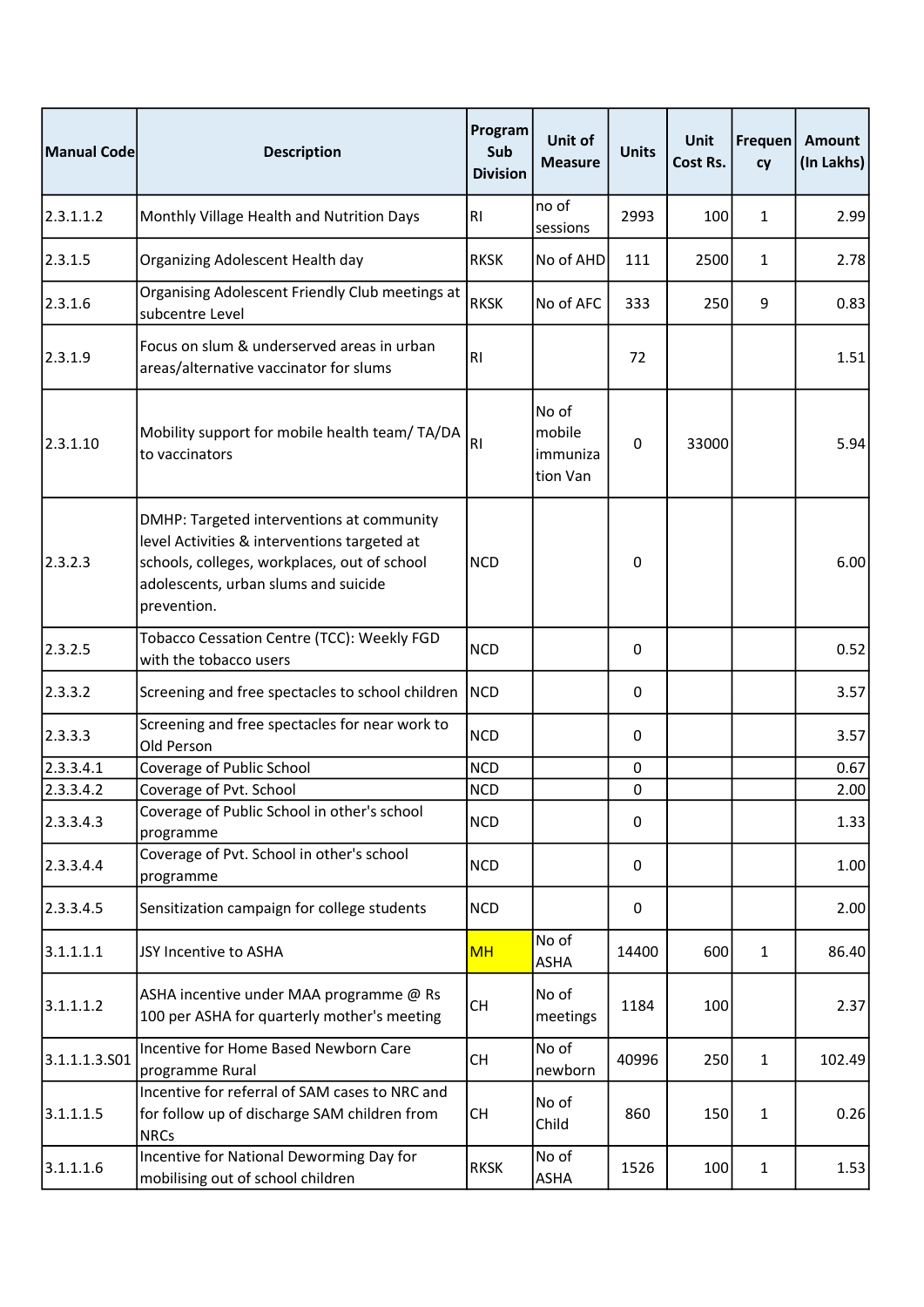| Manual Code | Description | Program Sub Division | Unit of Measure | Units | Unit Cost Rs. | Frequency | Amount (In Lakhs) |
|---|---|---|---|---|---|---|---|
| 2.3.1.1.2 | Monthly Village Health and Nutrition Days | RI | no of sessions | 2993 | 100 | 1 | 2.99 |
| 2.3.1.5 | Organizing Adolescent Health day | RKSK | No of AHD | 111 | 2500 | 1 | 2.78 |
| 2.3.1.6 | Organising Adolescent Friendly Club meetings at subcentre Level | RKSK | No of AFC | 333 | 250 | 9 | 0.83 |
| 2.3.1.9 | Focus on slum & underserved areas in urban areas/alternative vaccinator for slums | RI | | 72 | | | 1.51 |
| 2.3.1.10 | Mobility support for mobile health team/ TA/DA to vaccinators | RI | No of mobile immunization Van | 0 | 33000 | | 5.94 |
| 2.3.2.3 | DMHP: Targeted interventions at community level Activities & interventions targeted at schools, colleges, workplaces, out of school adolescents, urban slums and suicide prevention. | NCD | | 0 | | | 6.00 |
| 2.3.2.5 | Tobacco Cessation Centre (TCC): Weekly FGD with the tobacco users | NCD | | 0 | | | 0.52 |
| 2.3.3.2 | Screening and free spectacles to school children | NCD | | 0 | | | 3.57 |
| 2.3.3.3 | Screening and free spectacles for near work to Old Person | NCD | | 0 | | | 3.57 |
| 2.3.3.4.1 | Coverage of Public School | NCD | | 0 | | | 0.67 |
| 2.3.3.4.2 | Coverage of Pvt. School | NCD | | 0 | | | 2.00 |
| 2.3.3.4.3 | Coverage of Public School in other's school programme | NCD | | 0 | | | 1.33 |
| 2.3.3.4.4 | Coverage of Pvt. School in other's school programme | NCD | | 0 | | | 1.00 |
| 2.3.3.4.5 | Sensitization campaign for college students | NCD | | 0 | | | 2.00 |
| 3.1.1.1.1 | JSY Incentive to ASHA | MH | No of ASHA | 14400 | 600 | 1 | 86.40 |
| 3.1.1.1.2 | ASHA incentive under MAA programme @ Rs 100 per ASHA for quarterly mother's meeting | CH | No of meetings | 1184 | 100 | | 2.37 |
| 3.1.1.1.3.S01 | Incentive for Home Based Newborn Care programme Rural | CH | No of newborn | 40996 | 250 | 1 | 102.49 |
| 3.1.1.1.5 | Incentive for referral of SAM cases to NRC and for follow up of discharge SAM children from NRCs | CH | No of Child | 860 | 150 | 1 | 0.26 |
| 3.1.1.1.6 | Incentive for National Deworming Day for mobilising out of school children | RKSK | No of ASHA | 1526 | 100 | 1 | 1.53 |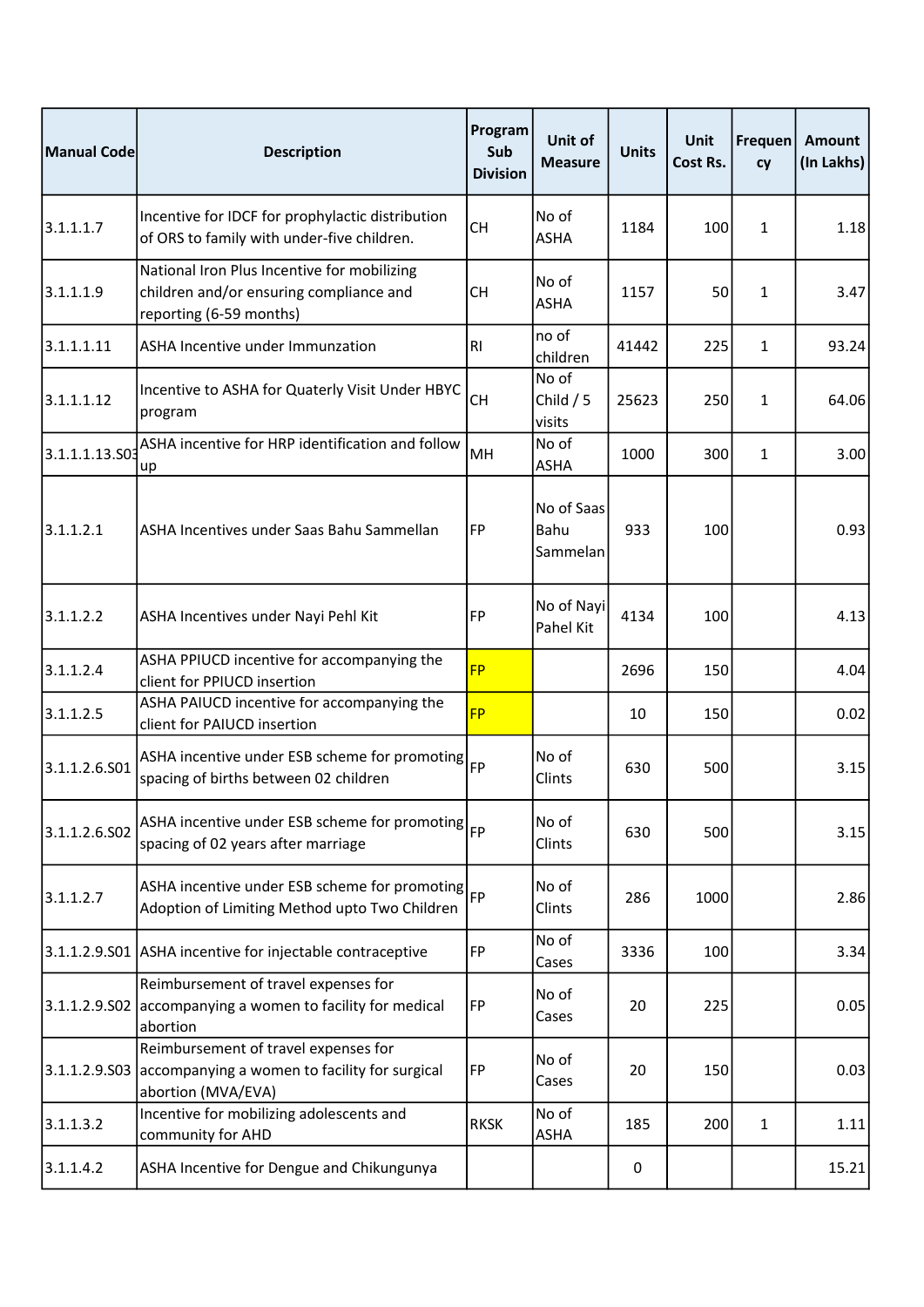| Manual Code | Description | Program Sub Division | Unit of Measure | Units | Unit Cost Rs. | Frequency | Amount (In Lakhs) |
|---|---|---|---|---|---|---|---|
| 3.1.1.1.7 | Incentive for IDCF for prophylactic distribution of ORS to family with under-five children. | CH | No of ASHA | 1184 | 100 | 1 | 1.18 |
| 3.1.1.1.9 | National Iron Plus Incentive for mobilizing children and/or ensuring compliance and reporting (6-59 months) | CH | No of ASHA | 1157 | 50 | 1 | 3.47 |
| 3.1.1.1.11 | ASHA Incentive under Immunzation | RI | no of children | 41442 | 225 | 1 | 93.24 |
| 3.1.1.1.12 | Incentive to ASHA for Quaterly Visit Under HBYC program | CH | No of Child / 5 visits | 25623 | 250 | 1 | 64.06 |
| 3.1.1.1.13.S03 | ASHA incentive for HRP identification and follow up | MH | No of ASHA | 1000 | 300 | 1 | 3.00 |
| 3.1.1.2.1 | ASHA Incentives under Saas Bahu Sammellan | FP | No of Saas Bahu Sammelan | 933 | 100 | | 0.93 |
| 3.1.1.2.2 | ASHA Incentives under Nayi Pehl Kit | FP | No of Nayi Pahel Kit | 4134 | 100 | | 4.13 |
| 3.1.1.2.4 | ASHA PPIUCD incentive for accompanying the client for PPIUCD insertion | FP | | 2696 | 150 | | 4.04 |
| 3.1.1.2.5 | ASHA PAIUCD incentive for accompanying the client for PAIUCD insertion | FP | | 10 | 150 | | 0.02 |
| 3.1.1.2.6.S01 | ASHA incentive under ESB scheme for promoting spacing of births between 02 children | FP | No of Clints | 630 | 500 | | 3.15 |
| 3.1.1.2.6.S02 | ASHA incentive under ESB scheme for promoting spacing of 02 years after marriage | FP | No of Clints | 630 | 500 | | 3.15 |
| 3.1.1.2.7 | ASHA incentive under ESB scheme for promoting Adoption of Limiting Method upto Two Children | FP | No of Clints | 286 | 1000 | | 2.86 |
| 3.1.1.2.9.S01 | ASHA incentive for injectable contraceptive | FP | No of Cases | 3336 | 100 | | 3.34 |
| 3.1.1.2.9.S02 | Reimbursement of travel expenses for accompanying a women to facility for medical abortion | FP | No of Cases | 20 | 225 | | 0.05 |
| 3.1.1.2.9.S03 | Reimbursement of travel expenses for accompanying a women to facility for surgical abortion (MVA/EVA) | FP | No of Cases | 20 | 150 | | 0.03 |
| 3.1.1.3.2 | Incentive for mobilizing adolescents and community for AHD | RKSK | No of ASHA | 185 | 200 | 1 | 1.11 |
| 3.1.1.4.2 | ASHA Incentive for Dengue and Chikungunya | | | 0 | | | 15.21 |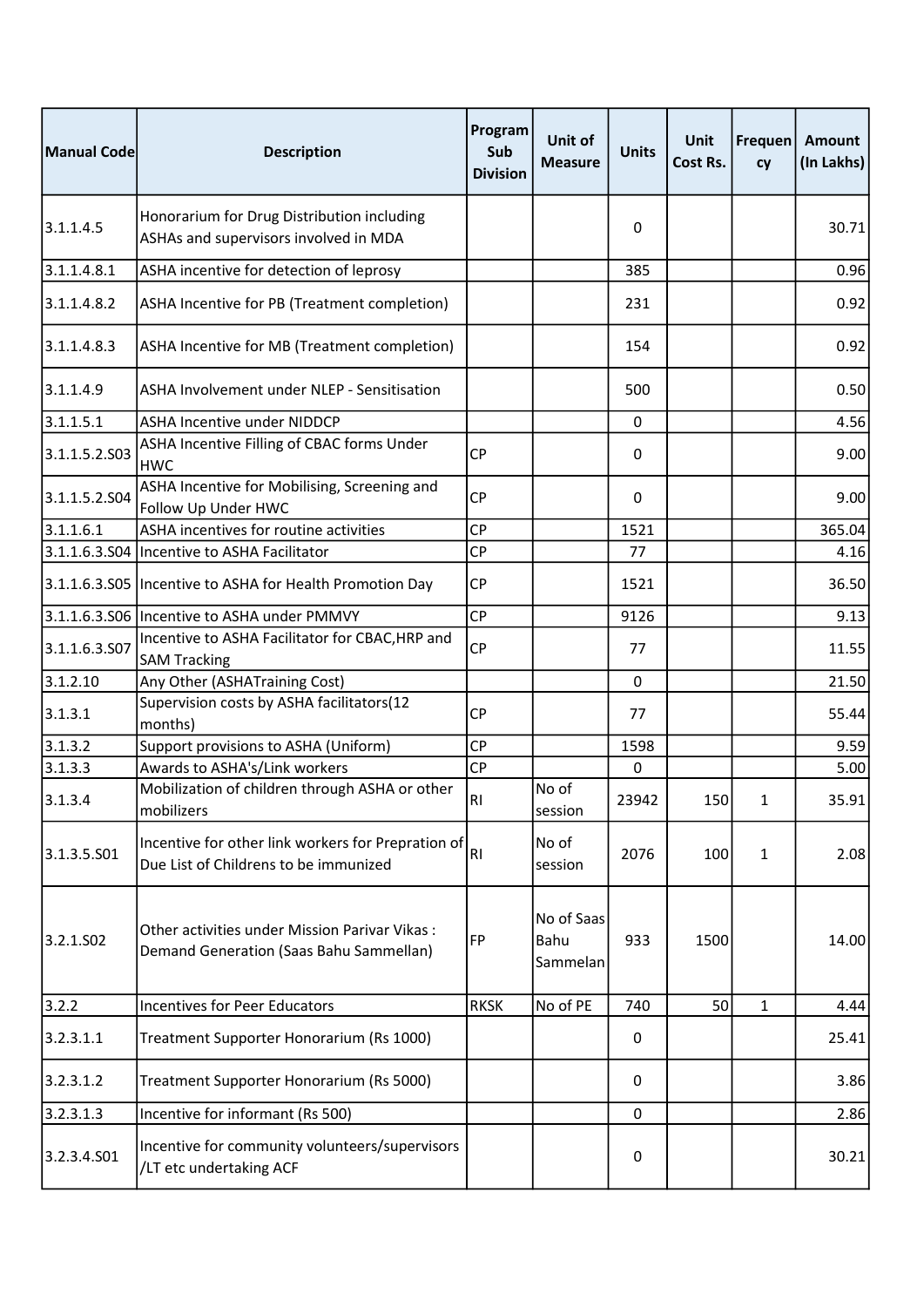| Manual Code | Description | Program Sub Division | Unit of Measure | Units | Unit Cost Rs. | Frequency | Amount (In Lakhs) |
|---|---|---|---|---|---|---|---|
| 3.1.1.4.5 | Honorarium for Drug Distribution including ASHAs and supervisors involved in MDA | | | 0 | | | 30.71 |
| 3.1.1.4.8.1 | ASHA incentive for detection of leprosy | | | 385 | | | 0.96 |
| 3.1.1.4.8.2 | ASHA Incentive for PB (Treatment completion) | | | 231 | | | 0.92 |
| 3.1.1.4.8.3 | ASHA Incentive for MB (Treatment completion) | | | 154 | | | 0.92 |
| 3.1.1.4.9 | ASHA Involvement under NLEP - Sensitisation | | | 500 | | | 0.50 |
| 3.1.1.5.1 | ASHA Incentive under NIDDCP | | | 0 | | | 4.56 |
| 3.1.1.5.2.S03 | ASHA Incentive Filling of CBAC forms Under HWC | CP | | 0 | | | 9.00 |
| 3.1.1.5.2.S04 | ASHA Incentive for Mobilising, Screening and Follow Up Under HWC | CP | | 0 | | | 9.00 |
| 3.1.1.6.1 | ASHA incentives for routine activities | CP | | 1521 | | | 365.04 |
| 3.1.1.6.3.S04 | Incentive to ASHA Facilitator | CP | | 77 | | | 4.16 |
| 3.1.1.6.3.S05 | Incentive to ASHA for Health Promotion Day | CP | | 1521 | | | 36.50 |
| 3.1.1.6.3.S06 | Incentive to ASHA under PMMVY | CP | | 9126 | | | 9.13 |
| 3.1.1.6.3.S07 | Incentive to ASHA Facilitator for CBAC,HRP and SAM Tracking | CP | | 77 | | | 11.55 |
| 3.1.2.10 | Any Other (ASHATraining Cost) | | | 0 | | | 21.50 |
| 3.1.3.1 | Supervision costs by ASHA facilitators(12 months) | CP | | 77 | | | 55.44 |
| 3.1.3.2 | Support provisions to ASHA (Uniform) | CP | | 1598 | | | 9.59 |
| 3.1.3.3 | Awards to ASHA's/Link workers | CP | | 0 | | | 5.00 |
| 3.1.3.4 | Mobilization of children through ASHA or other mobilizers | RI | No of session | 23942 | 150 | 1 | 35.91 |
| 3.1.3.5.S01 | Incentive for other link workers for Prepration of Due List of Childrens to be immunized | RI | No of session | 2076 | 100 | 1 | 2.08 |
| 3.2.1.S02 | Other activities under Mission Parivar Vikas : Demand Generation (Saas Bahu Sammellan) | FP | No of Saas Bahu Sammelan | 933 | 1500 | | 14.00 |
| 3.2.2 | Incentives for Peer Educators | RKSK | No of PE | 740 | 50 | 1 | 4.44 |
| 3.2.3.1.1 | Treatment Supporter Honorarium (Rs 1000) | | | 0 | | | 25.41 |
| 3.2.3.1.2 | Treatment Supporter Honorarium (Rs 5000) | | | 0 | | | 3.86 |
| 3.2.3.1.3 | Incentive for informant (Rs 500) | | | 0 | | | 2.86 |
| 3.2.3.4.S01 | Incentive for community volunteers/supervisors /LT etc undertaking ACF | | | 0 | | | 30.21 |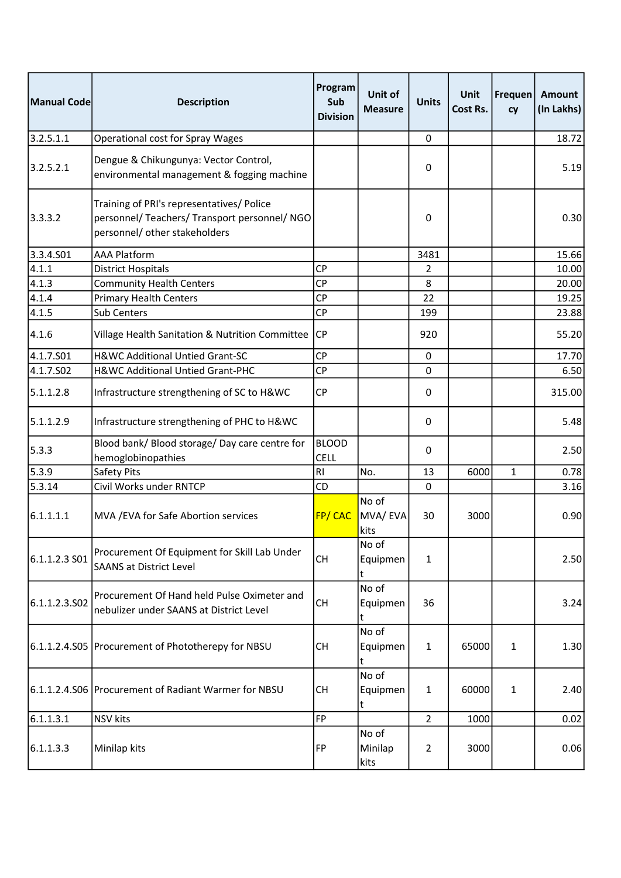| Manual Code | Description | Program Sub Division | Unit of Measure | Units | Unit Cost Rs. | Frequency | Amount (In Lakhs) |
|---|---|---|---|---|---|---|---|
| 3.2.5.1.1 | Operational cost for Spray Wages | | | 0 | | | 18.72 |
| 3.2.5.2.1 | Dengue & Chikungunya: Vector Control, environmental management & fogging machine | | | 0 | | | 5.19 |
| 3.3.3.2 | Training of PRI's representatives/ Police personnel/ Teachers/ Transport personnel/ NGO personnel/ other stakeholders | | | 0 | | | 0.30 |
| 3.3.4.S01 | AAA Platform | | | 3481 | | | 15.66 |
| 4.1.1 | District Hospitals | CP | | 2 | | | 10.00 |
| 4.1.3 | Community Health Centers | CP | | 8 | | | 20.00 |
| 4.1.4 | Primary Health Centers | CP | | 22 | | | 19.25 |
| 4.1.5 | Sub Centers | CP | | 199 | | | 23.88 |
| 4.1.6 | Village Health Sanitation & Nutrition Committee | CP | | 920 | | | 55.20 |
| 4.1.7.S01 | H&WC Additional Untied Grant-SC | CP | | 0 | | | 17.70 |
| 4.1.7.S02 | H&WC Additional Untied Grant-PHC | CP | | 0 | | | 6.50 |
| 5.1.1.2.8 | Infrastructure strengthening of SC to H&WC | CP | | 0 | | | 315.00 |
| 5.1.1.2.9 | Infrastructure strengthening of PHC to H&WC | | | 0 | | | 5.48 |
| 5.3.3 | Blood bank/ Blood storage/ Day care centre for hemoglobinopathies | BLOOD CELL | | 0 | | | 2.50 |
| 5.3.9 | Safety Pits | RI | No. | 13 | 6000 | 1 | 0.78 |
| 5.3.14 | Civil Works under RNTCP | CD | | 0 | | | 3.16 |
| 6.1.1.1.1 | MVA /EVA for Safe Abortion services | FP/ CAC | No of MVA/ EVA kits | 30 | 3000 | | 0.90 |
| 6.1.1.2.3 S01 | Procurement Of Equipment for Skill Lab Under SAANS at District Level | CH | No of Equipment | 1 | | | 2.50 |
| 6.1.1.2.3.S02 | Procurement Of Hand held Pulse Oximeter and nebulizer under SAANS at District Level | CH | No of Equipment | 36 | | | 3.24 |
| 6.1.1.2.4.S05 | Procurement of Phototherepy for NBSU | CH | No of Equipment | 1 | 65000 | 1 | 1.30 |
| 6.1.1.2.4.S06 | Procurement of Radiant Warmer for NBSU | CH | No of Equipment | 1 | 60000 | 1 | 2.40 |
| 6.1.1.3.1 | NSV kits | FP | | 2 | 1000 | | 0.02 |
| 6.1.1.3.3 | Minilap kits | FP | No of Minilap kits | 2 | 3000 | | 0.06 |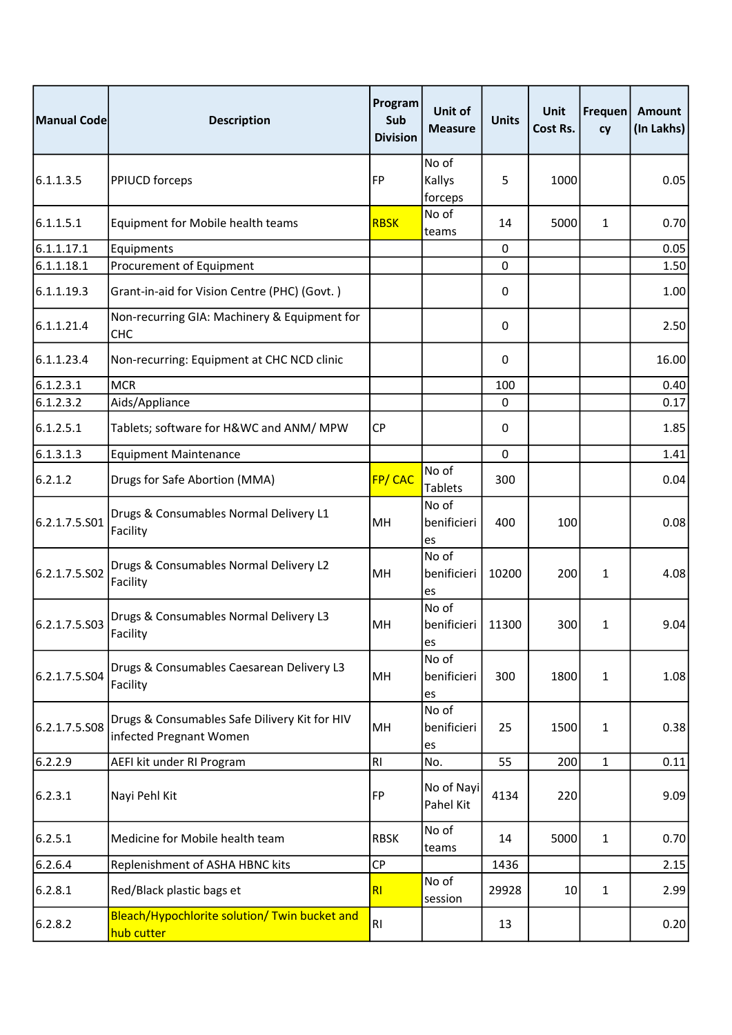| Manual Code | Description | Program Sub Division | Unit of Measure | Units | Unit Cost Rs. | Frequency | Amount (In Lakhs) |
|---|---|---|---|---|---|---|---|
| 6.1.1.3.5 | PPIUCD forceps | FP | No of Kallys forceps | 5 | 1000 | | 0.05 |
| 6.1.1.5.1 | Equipment for Mobile health teams | RBSK | No of teams | 14 | 5000 | 1 | 0.70 |
| 6.1.1.17.1 | Equipments | | | 0 | | | 0.05 |
| 6.1.1.18.1 | Procurement of Equipment | | | 0 | | | 1.50 |
| 6.1.1.19.3 | Grant-in-aid for Vision Centre (PHC) (Govt. ) | | | 0 | | | 1.00 |
| 6.1.1.21.4 | Non-recurring GIA: Machinery & Equipment for CHC | | | 0 | | | 2.50 |
| 6.1.1.23.4 | Non-recurring: Equipment at CHC NCD clinic | | | 0 | | | 16.00 |
| 6.1.2.3.1 | MCR | | | 100 | | | 0.40 |
| 6.1.2.3.2 | Aids/Appliance | | | 0 | | | 0.17 |
| 6.1.2.5.1 | Tablets; software for H&WC and ANM/ MPW | CP | | 0 | | | 1.85 |
| 6.1.3.1.3 | Equipment Maintenance | | | 0 | | | 1.41 |
| 6.2.1.2 | Drugs for Safe Abortion (MMA) | FP/ CAC | No of Tablets | 300 | | | 0.04 |
| 6.2.1.7.5.S01 | Drugs & Consumables Normal Delivery L1 Facility | MH | No of benificieries | 400 | 100 | | 0.08 |
| 6.2.1.7.5.S02 | Drugs & Consumables Normal Delivery L2 Facility | MH | No of benificieries | 10200 | 200 | 1 | 4.08 |
| 6.2.1.7.5.S03 | Drugs & Consumables Normal Delivery L3 Facility | MH | No of benificieries | 11300 | 300 | 1 | 9.04 |
| 6.2.1.7.5.S04 | Drugs & Consumables Caesarean Delivery L3 Facility | MH | No of benificieries | 300 | 1800 | 1 | 1.08 |
| 6.2.1.7.5.S08 | Drugs & Consumables Safe Dilivery Kit for HIV infected Pregnant Women | MH | No of benificieries | 25 | 1500 | 1 | 0.38 |
| 6.2.2.9 | AEFI kit under RI Program | RI | No. | 55 | 200 | 1 | 0.11 |
| 6.2.3.1 | Nayi Pehl Kit | FP | No of Nayi Pahel Kit | 4134 | 220 | | 9.09 |
| 6.2.5.1 | Medicine for Mobile health team | RBSK | No of teams | 14 | 5000 | 1 | 0.70 |
| 6.2.6.4 | Replenishment of ASHA HBNC kits | CP | | 1436 | | | 2.15 |
| 6.2.8.1 | Red/Black plastic bags et | RI | No of session | 29928 | 10 | 1 | 2.99 |
| 6.2.8.2 | Bleach/Hypochlorite solution/ Twin bucket and hub cutter | RI | | 13 | | | 0.20 |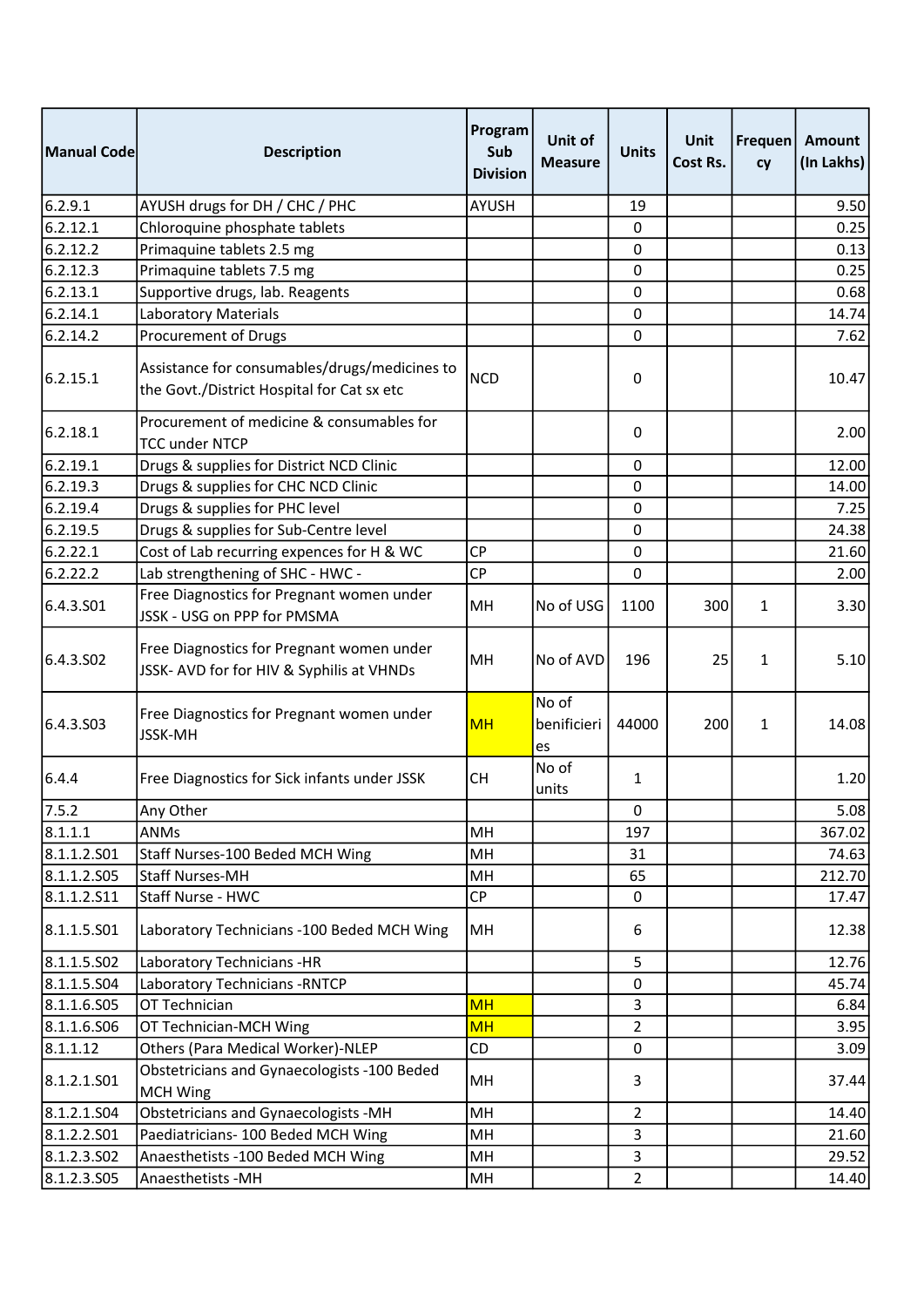| Manual Code | Description | Program Sub Division | Unit of Measure | Units | Unit Cost Rs. | Frequency | Amount (In Lakhs) |
|---|---|---|---|---|---|---|---|
| 6.2.9.1 | AYUSH drugs for DH / CHC / PHC | AYUSH | | 19 | | | 9.50 |
| 6.2.12.1 | Chloroquine phosphate tablets | | | 0 | | | 0.25 |
| 6.2.12.2 | Primaquine tablets 2.5 mg | | | 0 | | | 0.13 |
| 6.2.12.3 | Primaquine tablets 7.5 mg | | | 0 | | | 0.25 |
| 6.2.13.1 | Supportive drugs, lab. Reagents | | | 0 | | | 0.68 |
| 6.2.14.1 | Laboratory Materials | | | 0 | | | 14.74 |
| 6.2.14.2 | Procurement of Drugs | | | 0 | | | 7.62 |
| 6.2.15.1 | Assistance for consumables/drugs/medicines to the Govt./District Hospital for Cat sx etc | NCD | | 0 | | | 10.47 |
| 6.2.18.1 | Procurement of medicine & consumables for TCC under NTCP | | | 0 | | | 2.00 |
| 6.2.19.1 | Drugs & supplies for District NCD Clinic | | | 0 | | | 12.00 |
| 6.2.19.3 | Drugs & supplies for CHC NCD Clinic | | | 0 | | | 14.00 |
| 6.2.19.4 | Drugs & supplies for PHC level | | | 0 | | | 7.25 |
| 6.2.19.5 | Drugs & supplies for Sub-Centre level | | | 0 | | | 24.38 |
| 6.2.22.1 | Cost of Lab recurring expences for H & WC | CP | | 0 | | | 21.60 |
| 6.2.22.2 | Lab strengthening of SHC - HWC - | CP | | 0 | | | 2.00 |
| 6.4.3.S01 | Free Diagnostics for Pregnant women under JSSK - USG on PPP for PMSMA | MH | No of USG | 1100 | 300 | 1 | 3.30 |
| 6.4.3.S02 | Free Diagnostics for Pregnant women under JSSK- AVD for for HIV & Syphilis at VHNDs | MH | No of AVD | 196 | 25 | 1 | 5.10 |
| 6.4.3.S03 | Free Diagnostics for Pregnant women under JSSK-MH | MH | No of benificieries | 44000 | 200 | 1 | 14.08 |
| 6.4.4 | Free Diagnostics for Sick infants under JSSK | CH | No of units | 1 | | | 1.20 |
| 7.5.2 | Any Other | | | 0 | | | 5.08 |
| 8.1.1.1 | ANMs | MH | | 197 | | | 367.02 |
| 8.1.1.2.S01 | Staff Nurses-100 Beded MCH Wing | MH | | 31 | | | 74.63 |
| 8.1.1.2.S05 | Staff Nurses-MH | MH | | 65 | | | 212.70 |
| 8.1.1.2.S11 | Staff Nurse - HWC | CP | | 0 | | | 17.47 |
| 8.1.1.5.S01 | Laboratory Technicians -100 Beded MCH Wing | MH | | 6 | | | 12.38 |
| 8.1.1.5.S02 | Laboratory Technicians -HR | | | 5 | | | 12.76 |
| 8.1.1.5.S04 | Laboratory Technicians -RNTCP | | | 0 | | | 45.74 |
| 8.1.1.6.S05 | OT Technician | MH | | 3 | | | 6.84 |
| 8.1.1.6.S06 | OT Technician-MCH Wing | MH | | 2 | | | 3.95 |
| 8.1.1.12 | Others (Para Medical Worker)-NLEP | CD | | 0 | | | 3.09 |
| 8.1.2.1.S01 | Obstetricians and Gynaecologists -100 Beded MCH Wing | MH | | 3 | | | 37.44 |
| 8.1.2.1.S04 | Obstetricians and Gynaecologists -MH | MH | | 2 | | | 14.40 |
| 8.1.2.2.S01 | Paediatricians- 100 Beded MCH Wing | MH | | 3 | | | 21.60 |
| 8.1.2.3.S02 | Anaesthetists -100 Beded MCH Wing | MH | | 3 | | | 29.52 |
| 8.1.2.3.S05 | Anaesthetists -MH | MH | | 2 | | | 14.40 |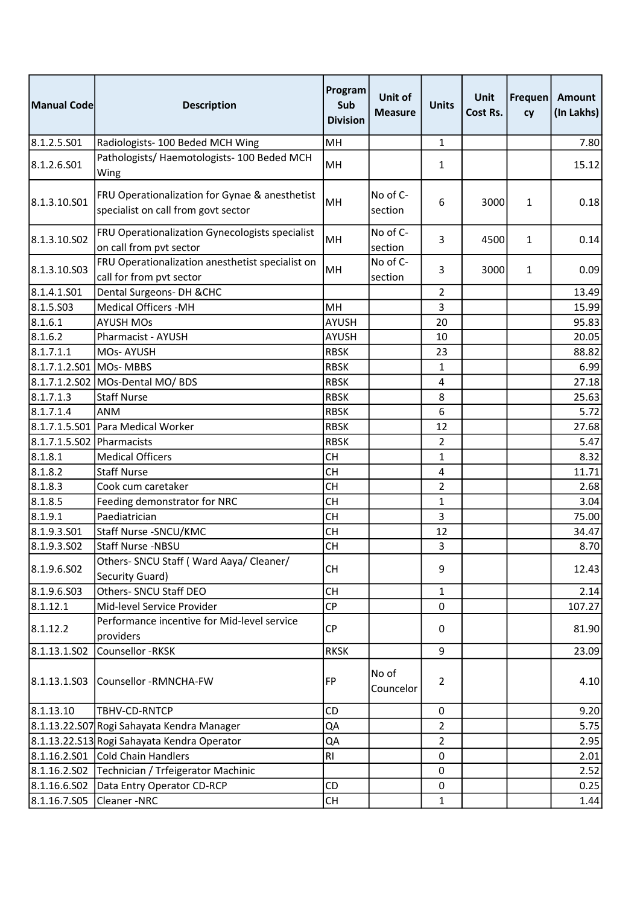| Manual Code | Description | Program Sub Division | Unit of Measure | Units | Unit Cost Rs. | Frequency | Amount (In Lakhs) |
|---|---|---|---|---|---|---|---|
| 8.1.2.5.S01 | Radiologists- 100 Beded MCH Wing | MH | | 1 | | | 7.80 |
| 8.1.2.6.S01 | Pathologists/ Haemotologists- 100 Beded MCH Wing | MH | | 1 | | | 15.12 |
| 8.1.3.10.S01 | FRU Operationalization for Gynae & anesthetist specialist on call from govt sector | MH | No of C-section | 6 | 3000 | 1 | 0.18 |
| 8.1.3.10.S02 | FRU Operationalization Gynecologists specialist on call from pvt sector | MH | No of C-section | 3 | 4500 | 1 | 0.14 |
| 8.1.3.10.S03 | FRU Operationalization anesthetist specialist on call for from pvt sector | MH | No of C-section | 3 | 3000 | 1 | 0.09 |
| 8.1.4.1.S01 | Dental Surgeons- DH &CHC | | | 2 | | | 13.49 |
| 8.1.5.S03 | Medical Officers -MH | MH | | 3 | | | 15.99 |
| 8.1.6.1 | AYUSH MOs | AYUSH | | 20 | | | 95.83 |
| 8.1.6.2 | Pharmacist - AYUSH | AYUSH | | 10 | | | 20.05 |
| 8.1.7.1.1 | MOs- AYUSH | RBSK | | 23 | | | 88.82 |
| 8.1.7.1.2.S01 | MOs- MBBS | RBSK | | 1 | | | 6.99 |
| 8.1.7.1.2.S02 | MOs-Dental MO/ BDS | RBSK | | 4 | | | 27.18 |
| 8.1.7.1.3 | Staff Nurse | RBSK | | 8 | | | 25.63 |
| 8.1.7.1.4 | ANM | RBSK | | 6 | | | 5.72 |
| 8.1.7.1.5.S01 | Para Medical Worker | RBSK | | 12 | | | 27.68 |
| 8.1.7.1.5.S02 | Pharmacists | RBSK | | 2 | | | 5.47 |
| 8.1.8.1 | Medical Officers | CH | | 1 | | | 8.32 |
| 8.1.8.2 | Staff Nurse | CH | | 4 | | | 11.71 |
| 8.1.8.3 | Cook cum caretaker | CH | | 2 | | | 2.68 |
| 8.1.8.5 | Feeding demonstrator for NRC | CH | | 1 | | | 3.04 |
| 8.1.9.1 | Paediatrician | CH | | 3 | | | 75.00 |
| 8.1.9.3.S01 | Staff Nurse -SNCU/KMC | CH | | 12 | | | 34.47 |
| 8.1.9.3.S02 | Staff Nurse -NBSU | CH | | 3 | | | 8.70 |
| 8.1.9.6.S02 | Others- SNCU Staff ( Ward Aaya/ Cleaner/ Security Guard) | CH | | 9 | | | 12.43 |
| 8.1.9.6.S03 | Others- SNCU Staff DEO | CH | | 1 | | | 2.14 |
| 8.1.12.1 | Mid-level Service Provider | CP | | 0 | | | 107.27 |
| 8.1.12.2 | Performance incentive for Mid-level service providers | CP | | 0 | | | 81.90 |
| 8.1.13.1.S02 | Counsellor -RKSK | RKSK | | 9 | | | 23.09 |
| 8.1.13.1.S03 | Counsellor -RMNCHA-FW | FP | No of Councelor | 2 | | | 4.10 |
| 8.1.13.10 | TBHV-CD-RNTCP | CD | | 0 | | | 9.20 |
| 8.1.13.22.S07 | Rogi Sahayata Kendra Manager | QA | | 2 | | | 5.75 |
| 8.1.13.22.S13 | Rogi Sahayata Kendra Operator | QA | | 2 | | | 2.95 |
| 8.1.16.2.S01 | Cold Chain Handlers | RI | | 0 | | | 2.01 |
| 8.1.16.2.S02 | Technician / Trfeigerator Machinic | | | 0 | | | 2.52 |
| 8.1.16.6.S02 | Data Entry Operator CD-RCP | CD | | 0 | | | 0.25 |
| 8.1.16.7.S05 | Cleaner -NRC | CH | | 1 | | | 1.44 |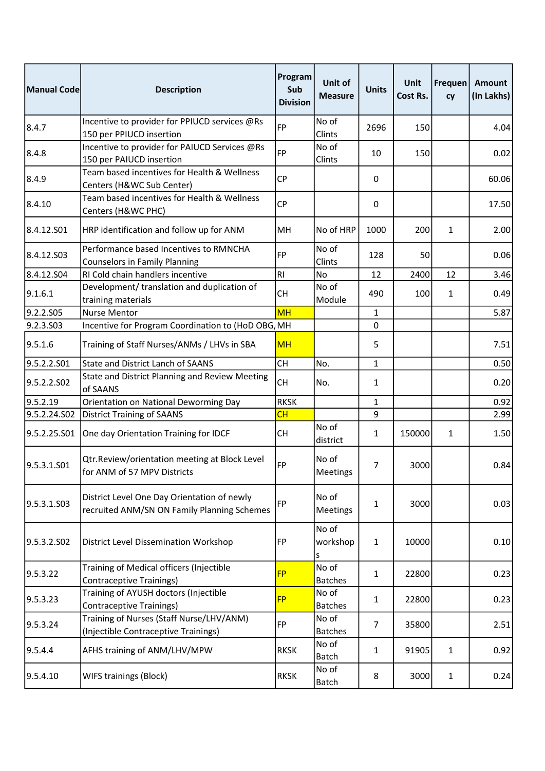| Manual Code | Description | Program Sub Division | Unit of Measure | Units | Unit Cost Rs. | Frequency | Amount (In Lakhs) |
|---|---|---|---|---|---|---|---|
| 8.4.7 | Incentive to provider for PPIUCD services @Rs 150 per PPIUCD insertion | FP | No of Clints | 2696 | 150 | | 4.04 |
| 8.4.8 | Incentive to provider for PAIUCD Services @Rs 150 per PAIUCD insertion | FP | No of Clints | 10 | 150 | | 0.02 |
| 8.4.9 | Team based incentives for Health & Wellness Centers (H&WC Sub Center) | CP | | 0 | | | 60.06 |
| 8.4.10 | Team based incentives for Health & Wellness Centers (H&WC PHC) | CP | | 0 | | | 17.50 |
| 8.4.12.S01 | HRP identification and follow up for ANM | MH | No of HRP | 1000 | 200 | 1 | 2.00 |
| 8.4.12.S03 | Performance based Incentives to RMNCHA Counselors in Family Planning | FP | No of Clints | 128 | 50 | | 0.06 |
| 8.4.12.S04 | RI Cold chain handlers incentive | RI | No | 12 | 2400 | 12 | 3.46 |
| 9.1.6.1 | Development/ translation and duplication of training materials | CH | No of Module | 490 | 100 | 1 | 0.49 |
| 9.2.2.S05 | Nurse Mentor | MH | | 1 | | | 5.87 |
| 9.2.3.S03 | Incentive for Program Coordination to (HoD OBG, | MH | | 0 | | | |
| 9.5.1.6 | Training of Staff Nurses/ANMs / LHVs in SBA | MH | | 5 | | | 7.51 |
| 9.5.2.2.S01 | State and District Lanch of SAANS | CH | No. | 1 | | | 0.50 |
| 9.5.2.2.S02 | State and District Planning and Review Meeting of SAANS | CH | No. | 1 | | | 0.20 |
| 9.5.2.19 | Orientation on National Deworming Day | RKSK | | 1 | | | 0.92 |
| 9.5.2.24.S02 | District Training of SAANS | CH | | 9 | | | 2.99 |
| 9.5.2.25.S01 | One day Orientation Training for IDCF | CH | No of district | 1 | 150000 | 1 | 1.50 |
| 9.5.3.1.S01 | Qtr.Review/orientation meeting at Block Level for ANM of 57 MPV Districts | FP | No of Meetings | 7 | 3000 | | 0.84 |
| 9.5.3.1.S03 | District Level One Day Orientation of newly recruited ANM/SN ON Family Planning Schemes | FP | No of Meetings | 1 | 3000 | | 0.03 |
| 9.5.3.2.S02 | District Level Dissemination Workshop | FP | No of workshops | 1 | 10000 | | 0.10 |
| 9.5.3.22 | Training of Medical officers (Injectible Contraceptive Trainings) | FP | No of Batches | 1 | 22800 | | 0.23 |
| 9.5.3.23 | Training of AYUSH doctors (Injectible Contraceptive Trainings) | FP | No of Batches | 1 | 22800 | | 0.23 |
| 9.5.3.24 | Training of Nurses (Staff Nurse/LHV/ANM) (Injectible Contraceptive Trainings) | FP | No of Batches | 7 | 35800 | | 2.51 |
| 9.5.4.4 | AFHS training of ANM/LHV/MPW | RKSK | No of Batch | 1 | 91905 | 1 | 0.92 |
| 9.5.4.10 | WIFS trainings (Block) | RKSK | No of Batch | 8 | 3000 | 1 | 0.24 |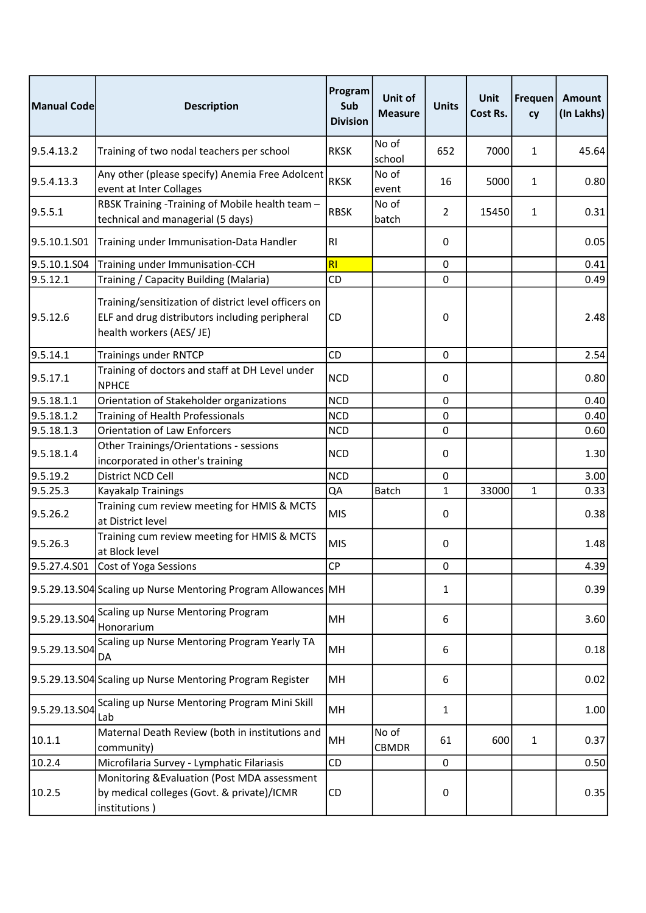| Manual Code | Description | Program Sub Division | Unit of Measure | Units | Unit Cost Rs. | Frequency | Amount (In Lakhs) |
|---|---|---|---|---|---|---|---|
| 9.5.4.13.2 | Training of two nodal teachers per school | RKSK | No of school | 652 | 7000 | 1 | 45.64 |
| 9.5.4.13.3 | Any other (please specify) Anemia Free Adolcent event at Inter Collages | RKSK | No of event | 16 | 5000 | 1 | 0.80 |
| 9.5.5.1 | RBSK Training -Training of Mobile health team – technical and managerial (5 days) | RBSK | No of batch | 2 | 15450 | 1 | 0.31 |
| 9.5.10.1.S01 | Training under Immunisation-Data Handler | RI | | 0 | | | 0.05 |
| 9.5.10.1.S04 | Training under Immunisation-CCH | RI | | 0 | | | 0.41 |
| 9.5.12.1 | Training / Capacity Building (Malaria) | CD | | 0 | | | 0.49 |
| 9.5.12.6 | Training/sensitization of district level officers on ELF and drug distributors including peripheral health workers (AES/ JE) | CD | | 0 | | | 2.48 |
| 9.5.14.1 | Trainings under RNTCP | CD | | 0 | | | 2.54 |
| 9.5.17.1 | Training of doctors and staff at DH Level under NPHCE | NCD | | 0 | | | 0.80 |
| 9.5.18.1.1 | Orientation of Stakeholder organizations | NCD | | 0 | | | 0.40 |
| 9.5.18.1.2 | Training of Health Professionals | NCD | | 0 | | | 0.40 |
| 9.5.18.1.3 | Orientation of Law Enforcers | NCD | | 0 | | | 0.60 |
| 9.5.18.1.4 | Other Trainings/Orientations - sessions incorporated in other's training | NCD | | 0 | | | 1.30 |
| 9.5.19.2 | District NCD Cell | NCD | | 0 | | | 3.00 |
| 9.5.25.3 | Kayakalp Trainings | QA | Batch | 1 | 33000 | 1 | 0.33 |
| 9.5.26.2 | Training cum review meeting for HMIS & MCTS at District level | MIS | | 0 | | | 0.38 |
| 9.5.26.3 | Training cum review meeting for HMIS & MCTS at Block level | MIS | | 0 | | | 1.48 |
| 9.5.27.4.S01 | Cost of Yoga Sessions | CP | | 0 | | | 4.39 |
| 9.5.29.13.S04 | Scaling up Nurse Mentoring Program Allowances | MH | | 1 | | | 0.39 |
| 9.5.29.13.S04 | Scaling up Nurse Mentoring Program Honorarium | MH | | 6 | | | 3.60 |
| 9.5.29.13.S04 | Scaling up Nurse Mentoring Program Yearly TA DA | MH | | 6 | | | 0.18 |
| 9.5.29.13.S04 | Scaling up Nurse Mentoring Program Register | MH | | 6 | | | 0.02 |
| 9.5.29.13.S04 | Scaling up Nurse Mentoring Program Mini Skill Lab | MH | | 1 | | | 1.00 |
| 10.1.1 | Maternal Death Review (both in institutions and community) | MH | No of CBMDR | 61 | 600 | 1 | 0.37 |
| 10.2.4 | Microfilaria Survey - Lymphatic Filariasis | CD | | 0 | | | 0.50 |
| 10.2.5 | Monitoring &Evaluation (Post MDA assessment by medical colleges (Govt. & private)/ICMR institutions ) | CD | | 0 | | | 0.35 |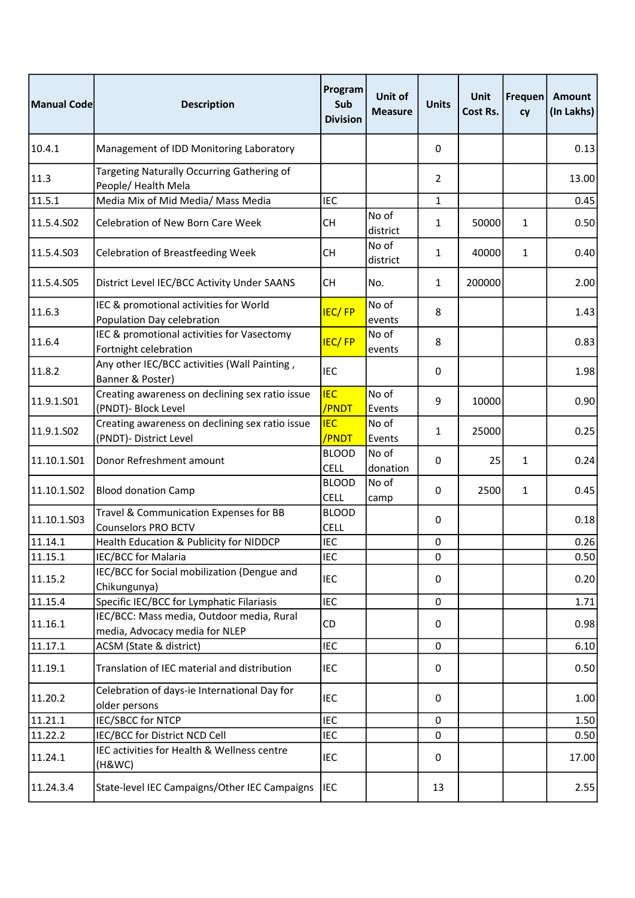| Manual Code | Description | Program Sub Division | Unit of Measure | Units | Unit Cost Rs. | Frequency | Amount (In Lakhs) |
|---|---|---|---|---|---|---|---|
| 10.4.1 | Management of IDD Monitoring Laboratory | | | 0 | | | 0.13 |
| 11.3 | Targeting Naturally Occurring Gathering of People/ Health Mela | | | 2 | | | 13.00 |
| 11.5.1 | Media Mix of Mid Media/ Mass Media | IEC | | 1 | | | 0.45 |
| 11.5.4.S02 | Celebration of New Born Care Week | CH | No of district | 1 | 50000 | 1 | 0.50 |
| 11.5.4.S03 | Celebration of Breastfeeding Week | CH | No of district | 1 | 40000 | 1 | 0.40 |
| 11.5.4.S05 | District Level IEC/BCC Activity Under SAANS | CH | No. | 1 | 200000 | | 2.00 |
| 11.6.3 | IEC & promotional activities for World Population Day celebration | IEC/ FP | No of events | 8 | | | 1.43 |
| 11.6.4 | IEC & promotional activities for Vasectomy Fortnight celebration | IEC/ FP | No of events | 8 | | | 0.83 |
| 11.8.2 | Any other IEC/BCC activities (Wall Painting , Banner & Poster) | IEC | | 0 | | | 1.98 |
| 11.9.1.S01 | Creating awareness on declining sex ratio issue (PNDT)- Block Level | IEC /PNDT | No of Events | 9 | 10000 | | 0.90 |
| 11.9.1.S02 | Creating awareness on declining sex ratio issue (PNDT)- District Level | IEC /PNDT | No of Events | 1 | 25000 | | 0.25 |
| 11.10.1.S01 | Donor Refreshment amount | BLOOD CELL | No of donation | 0 | 25 | 1 | 0.24 |
| 11.10.1.S02 | Blood donation Camp | BLOOD CELL | No of camp | 0 | 2500 | 1 | 0.45 |
| 11.10.1.S03 | Travel & Communication Expenses for BB Counselors PRO BCTV | BLOOD CELL | | 0 | | | 0.18 |
| 11.14.1 | Health Education & Publicity for NIDDCP | IEC | | 0 | | | 0.26 |
| 11.15.1 | IEC/BCC for Malaria | IEC | | 0 | | | 0.50 |
| 11.15.2 | IEC/BCC for Social mobilization (Dengue and Chikungunya) | IEC | | 0 | | | 0.20 |
| 11.15.4 | Specific IEC/BCC for Lymphatic Filariasis | IEC | | 0 | | | 1.71 |
| 11.16.1 | IEC/BCC: Mass media, Outdoor media, Rural media, Advocacy media for NLEP | CD | | 0 | | | 0.98 |
| 11.17.1 | ACSM (State & district) | IEC | | 0 | | | 6.10 |
| 11.19.1 | Translation of IEC material and distribution | IEC | | 0 | | | 0.50 |
| 11.20.2 | Celebration of days-ie International Day for older persons | IEC | | 0 | | | 1.00 |
| 11.21.1 | IEC/SBCC for NTCP | IEC | | 0 | | | 1.50 |
| 11.22.2 | IEC/BCC for District NCD Cell | IEC | | 0 | | | 0.50 |
| 11.24.1 | IEC activities for Health & Wellness centre (H&WC) | IEC | | 0 | | | 17.00 |
| 11.24.3.4 | State-level IEC Campaigns/Other IEC Campaigns | IEC | | 13 | | | 2.55 |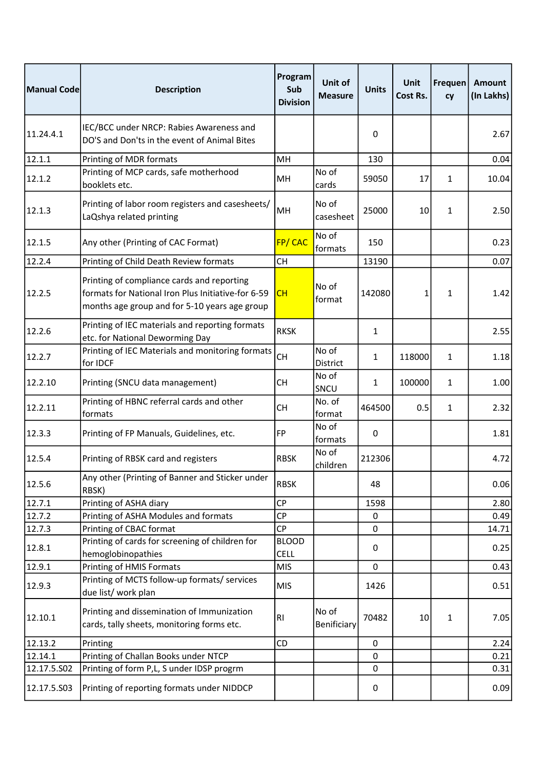| Manual Code | Description | Program Sub Division | Unit of Measure | Units | Unit Cost Rs. | Frequency | Amount (In Lakhs) |
|---|---|---|---|---|---|---|---|
| 11.24.4.1 | IEC/BCC under NRCP: Rabies Awareness and DO'S and Don'ts in the event of Animal Bites | | | 0 | | | 2.67 |
| 12.1.1 | Printing of MDR formats | MH | | 130 | | | 0.04 |
| 12.1.2 | Printing of MCP cards, safe motherhood booklets etc. | MH | No of cards | 59050 | 17 | 1 | 10.04 |
| 12.1.3 | Printing of labor room registers and casesheets/ LaQshya related printing | MH | No of casesheet | 25000 | 10 | 1 | 2.50 |
| 12.1.5 | Any other (Printing of CAC Format) | FP/ CAC | No of formats | 150 | | | 0.23 |
| 12.2.4 | Printing of Child Death Review formats | CH | | 13190 | | | 0.07 |
| 12.2.5 | Printing of compliance cards and reporting formats for National Iron Plus Initiative-for 6-59 months age group and for 5-10 years age group | CH | No of format | 142080 | 1 | 1 | 1.42 |
| 12.2.6 | Printing of IEC materials and reporting formats etc. for National Deworming Day | RKSK | | 1 | | | 2.55 |
| 12.2.7 | Printing of IEC Materials and monitoring formats for IDCF | CH | No of District | 1 | 118000 | 1 | 1.18 |
| 12.2.10 | Printing (SNCU data management) | CH | No of SNCU | 1 | 100000 | 1 | 1.00 |
| 12.2.11 | Printing of HBNC referral cards and other formats | CH | No. of format | 464500 | 0.5 | 1 | 2.32 |
| 12.3.3 | Printing of FP Manuals, Guidelines, etc. | FP | No of formats | 0 | | | 1.81 |
| 12.5.4 | Printing of RBSK card and registers | RBSK | No of children | 212306 | | | 4.72 |
| 12.5.6 | Any other (Printing of Banner and Sticker under RBSK) | RBSK | | 48 | | | 0.06 |
| 12.7.1 | Printing of ASHA diary | CP | | 1598 | | | 2.80 |
| 12.7.2 | Printing of ASHA Modules and formats | CP | | 0 | | | 0.49 |
| 12.7.3 | Printing of CBAC format | CP | | 0 | | | 14.71 |
| 12.8.1 | Printing of cards for screening of children for hemoglobinopathies | BLOOD CELL | | 0 | | | 0.25 |
| 12.9.1 | Printing of HMIS Formats | MIS | | 0 | | | 0.43 |
| 12.9.3 | Printing of MCTS follow-up formats/ services due list/ work plan | MIS | | 1426 | | | 0.51 |
| 12.10.1 | Printing and dissemination of Immunization cards, tally sheets, monitoring forms etc. | RI | No of Benificiary | 70482 | 10 | 1 | 7.05 |
| 12.13.2 | Printing | CD | | 0 | | | 2.24 |
| 12.14.1 | Printing of Challan Books under NTCP | | | 0 | | | 0.21 |
| 12.17.5.S02 | Printing of form P,L, S under IDSP progrm | | | 0 | | | 0.31 |
| 12.17.5.S03 | Printing of reporting formats under NIDDCP | | | 0 | | | 0.09 |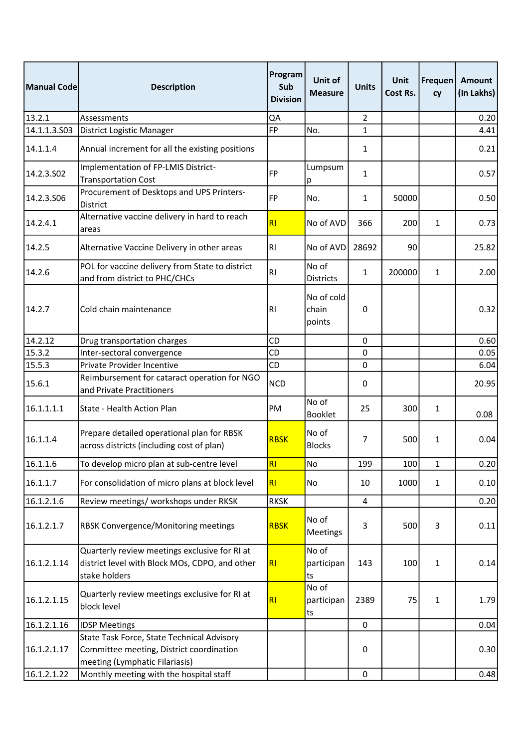| Manual Code | Description | Program Sub Division | Unit of Measure | Units | Unit Cost Rs. | Frequency | Amount (In Lakhs) |
|---|---|---|---|---|---|---|---|
| 13.2.1 | Assessments | QA | | 2 | | | 0.20 |
| 14.1.1.3.S03 | District Logistic Manager | FP | No. | 1 | | | 4.41 |
| 14.1.1.4 | Annual increment for all the existing positions | | | 1 | | | 0.21 |
| 14.2.3.S02 | Implementation of FP-LMIS District-Transportation Cost | FP | Lumpsump | 1 | | | 0.57 |
| 14.2.3.S06 | Procurement of Desktops and UPS Printers-District | FP | No. | 1 | 50000 | | 0.50 |
| 14.2.4.1 | Alternative vaccine delivery in hard to reach areas | RI | No of AVD | 366 | 200 | 1 | 0.73 |
| 14.2.5 | Alternative Vaccine Delivery in other areas | RI | No of AVD | 28692 | 90 | | 25.82 |
| 14.2.6 | POL for vaccine delivery from State to district and from district to PHC/CHCs | RI | No of Districts | 1 | 200000 | 1 | 2.00 |
| 14.2.7 | Cold chain maintenance | RI | No of cold chain points | 0 | | | 0.32 |
| 14.2.12 | Drug transportation charges | CD | | 0 | | | 0.60 |
| 15.3.2 | Inter-sectoral convergence | CD | | 0 | | | 0.05 |
| 15.5.3 | Private Provider Incentive | CD | | 0 | | | 6.04 |
| 15.6.1 | Reimbursement for cataract operation for NGO and Private Practitioners | NCD | | 0 | | | 20.95 |
| 16.1.1.1.1 | State - Health Action Plan | PM | No of Booklet | 25 | 300 | 1 | 0.08 |
| 16.1.1.4 | Prepare detailed operational plan for RBSK across districts (including cost of plan) | RBSK | No of Blocks | 7 | 500 | 1 | 0.04 |
| 16.1.1.6 | To develop micro plan at sub-centre level | RI | No | 199 | 100 | 1 | 0.20 |
| 16.1.1.7 | For consolidation of micro plans at block level | RI | No | 10 | 1000 | 1 | 0.10 |
| 16.1.2.1.6 | Review meetings/ workshops under RKSK | RKSK | | 4 | | | 0.20 |
| 16.1.2.1.7 | RBSK Convergence/Monitoring meetings | RBSK | No of Meetings | 3 | 500 | 3 | 0.11 |
| 16.1.2.1.14 | Quarterly review meetings exclusive for RI at district level with Block MOs, CDPO, and other stake holders | RI | No of participants | 143 | 100 | 1 | 0.14 |
| 16.1.2.1.15 | Quarterly review meetings exclusive for RI at block level | RI | No of participants | 2389 | 75 | 1 | 1.79 |
| 16.1.2.1.16 | IDSP Meetings | | | 0 | | | 0.04 |
| 16.1.2.1.17 | State Task Force, State Technical Advisory Committee meeting, District coordination meeting (Lymphatic Filariasis) | | | 0 | | | 0.30 |
| 16.1.2.1.22 | Monthly meeting with the hospital staff | | | 0 | | | 0.48 |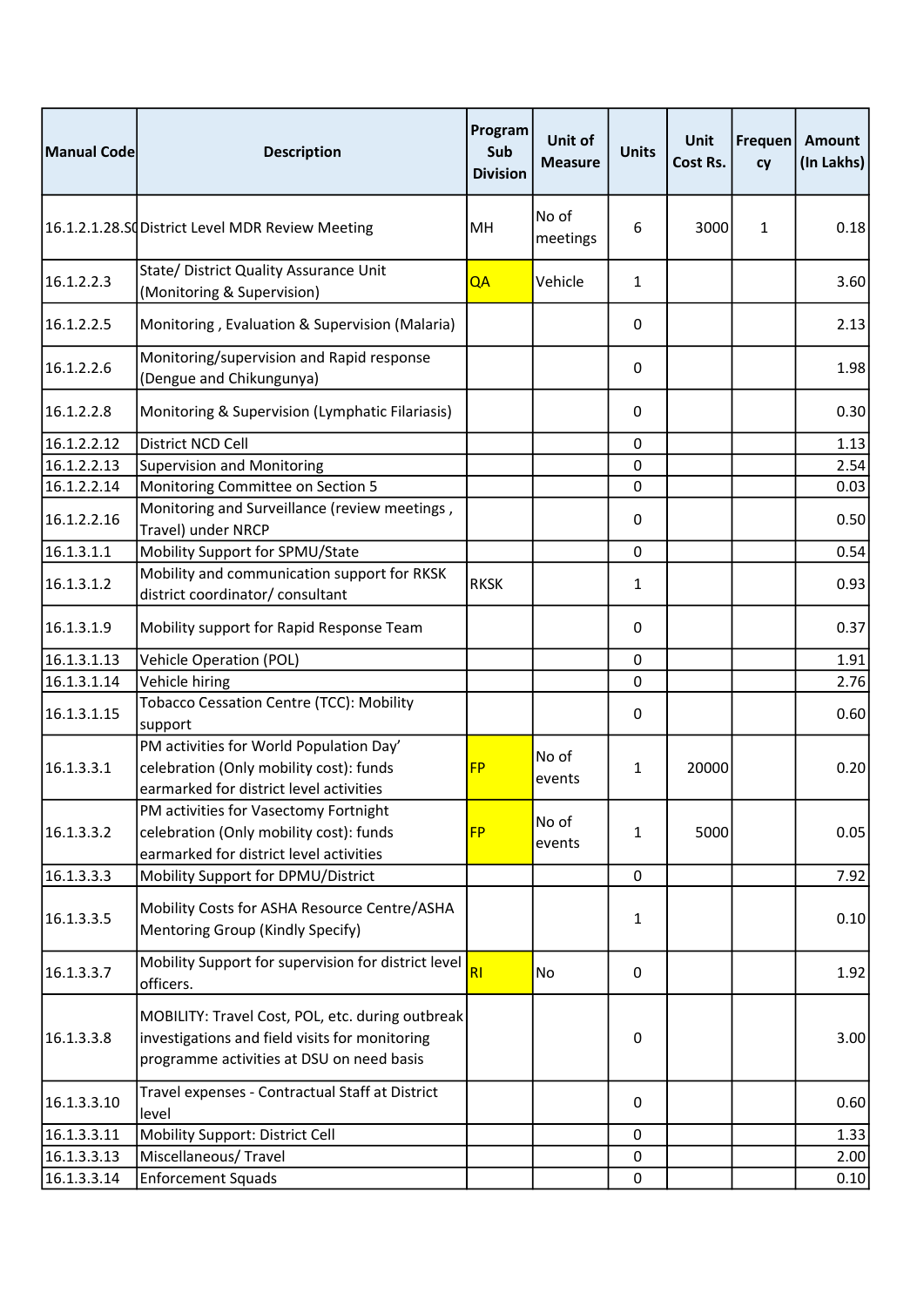| Manual Code | Description | Program Sub Division | Unit of Measure | Units | Unit Cost Rs. | Frequency | Amount (In Lakhs) |
|---|---|---|---|---|---|---|---|
| 16.1.2.1.28.S0 | District Level MDR Review Meeting | MH | No of meetings | 6 | 3000 | 1 | 0.18 |
| 16.1.2.2.3 | State/ District Quality Assurance Unit (Monitoring & Supervision) | QA | Vehicle | 1 | | | 3.60 |
| 16.1.2.2.5 | Monitoring , Evaluation & Supervision (Malaria) | | | 0 | | | 2.13 |
| 16.1.2.2.6 | Monitoring/supervision and Rapid response (Dengue and Chikungunya) | | | 0 | | | 1.98 |
| 16.1.2.2.8 | Monitoring & Supervision (Lymphatic Filariasis) | | | 0 | | | 0.30 |
| 16.1.2.2.12 | District NCD Cell | | | 0 | | | 1.13 |
| 16.1.2.2.13 | Supervision and Monitoring | | | 0 | | | 2.54 |
| 16.1.2.2.14 | Monitoring Committee on Section 5 | | | 0 | | | 0.03 |
| 16.1.2.2.16 | Monitoring and Surveillance (review meetings , Travel) under NRCP | | | 0 | | | 0.50 |
| 16.1.3.1.1 | Mobility Support for SPMU/State | | | 0 | | | 0.54 |
| 16.1.3.1.2 | Mobility and communication support for RKSK district coordinator/ consultant | RKSK | | 1 | | | 0.93 |
| 16.1.3.1.9 | Mobility support for Rapid Response Team | | | 0 | | | 0.37 |
| 16.1.3.1.13 | Vehicle Operation (POL) | | | 0 | | | 1.91 |
| 16.1.3.1.14 | Vehicle hiring | | | 0 | | | 2.76 |
| 16.1.3.1.15 | Tobacco Cessation Centre (TCC): Mobility support | | | 0 | | | 0.60 |
| 16.1.3.3.1 | PM activities for World Population Day' celebration (Only mobility cost): funds earmarked for district level activities | FP | No of events | 1 | 20000 | | 0.20 |
| 16.1.3.3.2 | PM activities for Vasectomy Fortnight celebration (Only mobility cost): funds earmarked for district level activities | FP | No of events | 1 | 5000 | | 0.05 |
| 16.1.3.3.3 | Mobility Support for DPMU/District | | | 0 | | | 7.92 |
| 16.1.3.3.5 | Mobility Costs for ASHA Resource Centre/ASHA Mentoring Group (Kindly Specify) | | | 1 | | | 0.10 |
| 16.1.3.3.7 | Mobility Support for supervision for district level officers. | RI | No | 0 | | | 1.92 |
| 16.1.3.3.8 | MOBILITY: Travel Cost, POL, etc. during outbreak investigations and field visits for monitoring programme activities at DSU on need basis | | | 0 | | | 3.00 |
| 16.1.3.3.10 | Travel expenses - Contractual Staff at District level | | | 0 | | | 0.60 |
| 16.1.3.3.11 | Mobility Support: District Cell | | | 0 | | | 1.33 |
| 16.1.3.3.13 | Miscellaneous/ Travel | | | 0 | | | 2.00 |
| 16.1.3.3.14 | Enforcement Squads | | | 0 | | | 0.10 |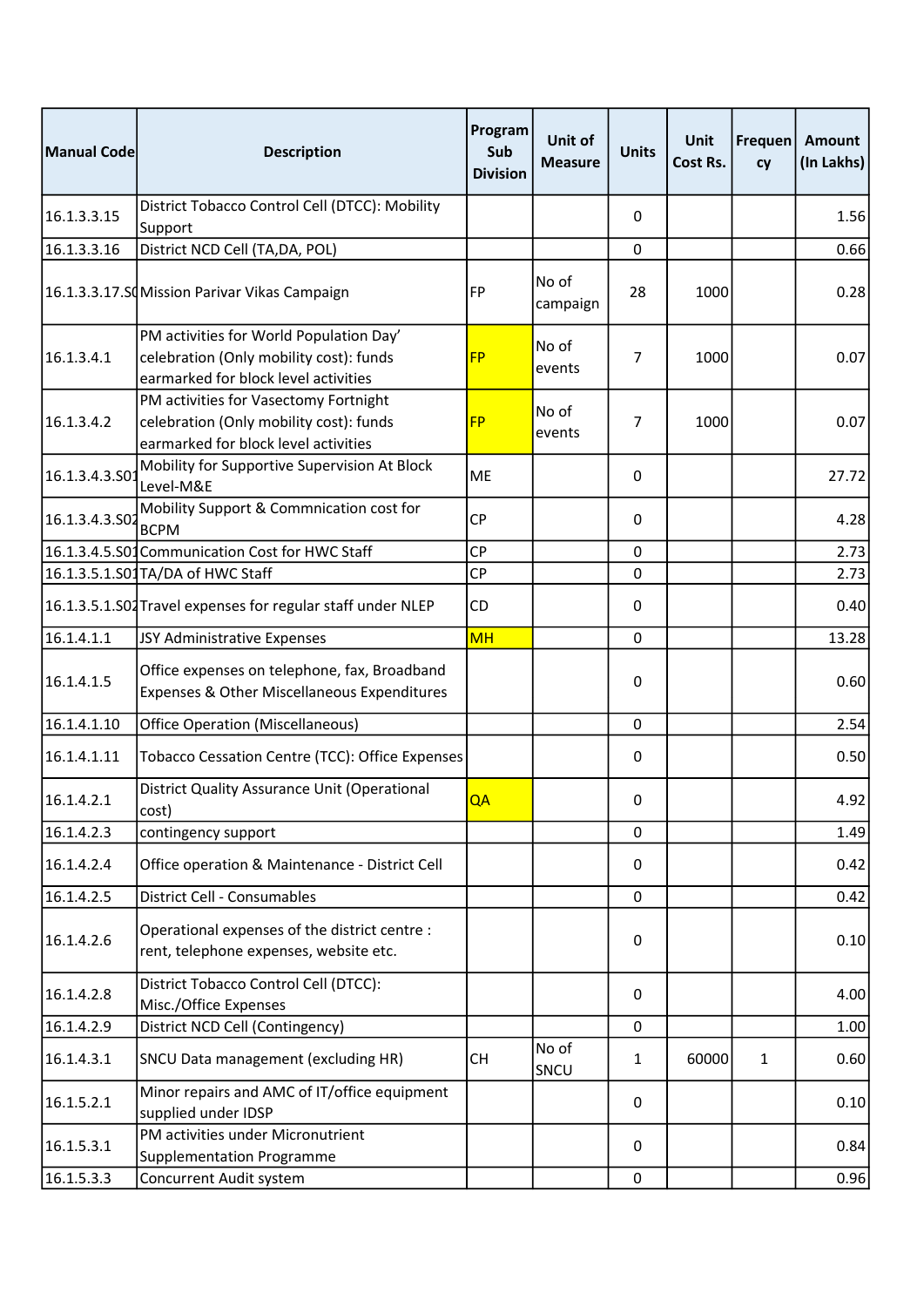| Manual Code | Description | Program Sub Division | Unit of Measure | Units | Unit Cost Rs. | Frequency | Amount (In Lakhs) |
|---|---|---|---|---|---|---|---|
| 16.1.3.3.15 | District Tobacco Control Cell (DTCC): Mobility Support | | | 0 | | | 1.56 |
| 16.1.3.3.16 | District NCD Cell (TA,DA, POL) | | | 0 | | | 0.66 |
| 16.1.3.3.17.S0 | Mission Parivar Vikas Campaign | FP | No of campaign | 28 | 1000 | | 0.28 |
| 16.1.3.4.1 | PM activities for World Population Day' celebration (Only mobility cost): funds earmarked for block level activities | FP | No of events | 7 | 1000 | | 0.07 |
| 16.1.3.4.2 | PM activities for Vasectomy Fortnight celebration (Only mobility cost): funds earmarked for block level activities | FP | No of events | 7 | 1000 | | 0.07 |
| 16.1.3.4.3.S01 | Mobility for Supportive Supervision At Block Level-M&E | ME | | 0 | | | 27.72 |
| 16.1.3.4.3.S02 | Mobility Support & Commnication cost for BCPM | CP | | 0 | | | 4.28 |
| 16.1.3.4.5.S01 | Communication Cost for HWC Staff | CP | | 0 | | | 2.73 |
| 16.1.3.5.1.S01 | TA/DA of HWC Staff | CP | | 0 | | | 2.73 |
| 16.1.3.5.1.S02 | Travel expenses for regular staff under NLEP | CD | | 0 | | | 0.40 |
| 16.1.4.1.1 | JSY Administrative Expenses | MH | | 0 | | | 13.28 |
| 16.1.4.1.5 | Office expenses on telephone, fax, Broadband Expenses & Other Miscellaneous Expenditures | | | 0 | | | 0.60 |
| 16.1.4.1.10 | Office Operation (Miscellaneous) | | | 0 | | | 2.54 |
| 16.1.4.1.11 | Tobacco Cessation Centre (TCC): Office Expenses | | | 0 | | | 0.50 |
| 16.1.4.2.1 | District Quality Assurance Unit (Operational cost) | QA | | 0 | | | 4.92 |
| 16.1.4.2.3 | contingency support | | | 0 | | | 1.49 |
| 16.1.4.2.4 | Office operation & Maintenance - District Cell | | | 0 | | | 0.42 |
| 16.1.4.2.5 | District Cell - Consumables | | | 0 | | | 0.42 |
| 16.1.4.2.6 | Operational expenses of the district centre : rent, telephone expenses, website etc. | | | 0 | | | 0.10 |
| 16.1.4.2.8 | District Tobacco Control Cell (DTCC): Misc./Office Expenses | | | 0 | | | 4.00 |
| 16.1.4.2.9 | District NCD Cell (Contingency) | | | 0 | | | 1.00 |
| 16.1.4.3.1 | SNCU Data management (excluding HR) | CH | No of SNCU | 1 | 60000 | 1 | 0.60 |
| 16.1.5.2.1 | Minor repairs and AMC of IT/office equipment supplied under IDSP | | | 0 | | | 0.10 |
| 16.1.5.3.1 | PM activities under Micronutrient Supplementation Programme | | | 0 | | | 0.84 |
| 16.1.5.3.3 | Concurrent Audit system | | | 0 | | | 0.96 |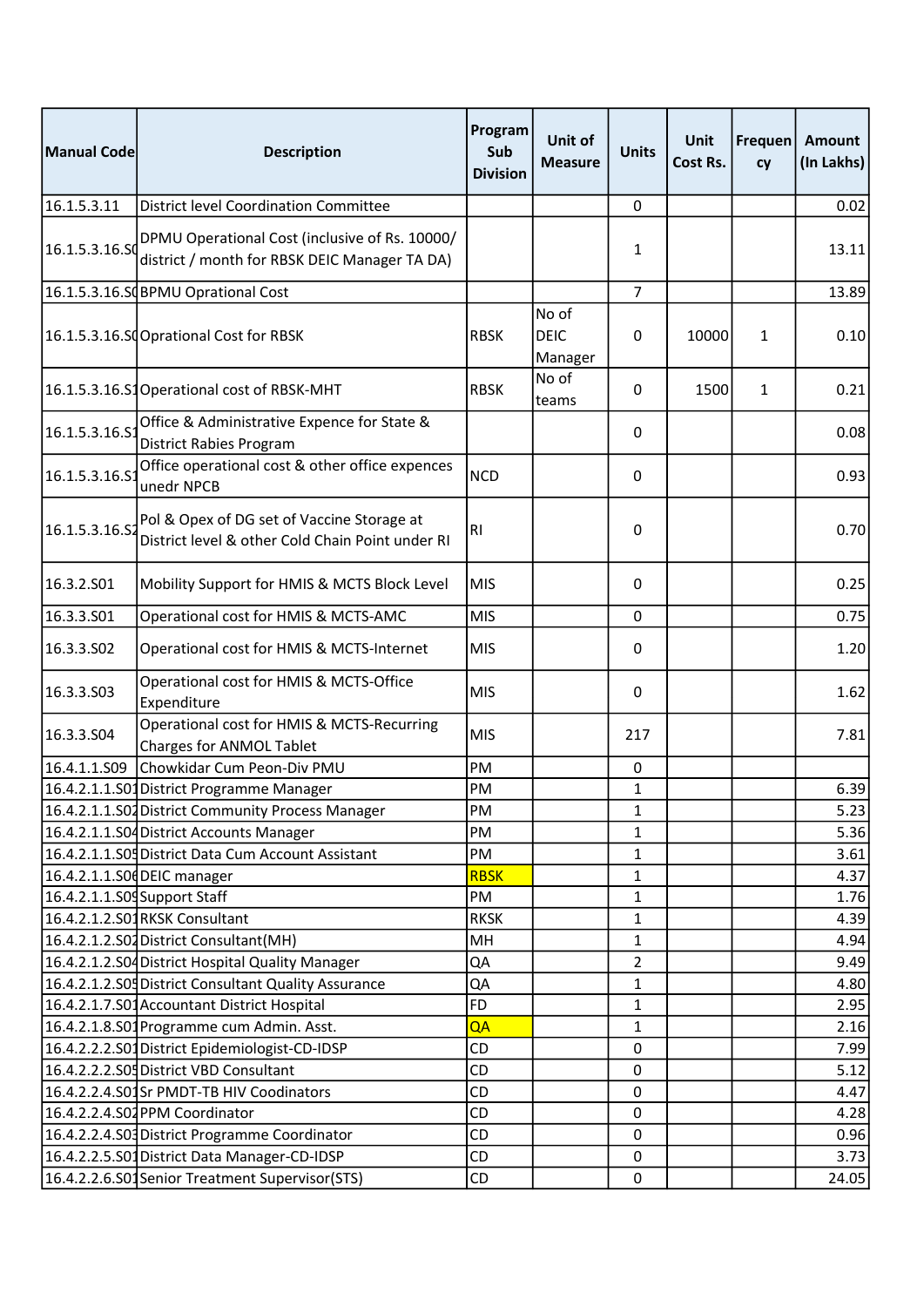| Manual Code | Description | Program Sub Division | Unit of Measure | Units | Unit Cost Rs. | Frequency | Amount (In Lakhs) |
|---|---|---|---|---|---|---|---|
| 16.1.5.3.11 | District level Coordination Committee | | | 0 | | | 0.02 |
| 16.1.5.3.16.S0 | DPMU Operational Cost (inclusive of Rs. 10000/ district / month for RBSK DEIC Manager TA DA) | | | 1 | | | 13.11 |
| 16.1.5.3.16.S0 | BPMU Oprational Cost | | | 7 | | | 13.89 |
| 16.1.5.3.16.S0 | Oprational Cost for RBSK | RBSK | No of DEIC Manager | 0 | 10000 | 1 | 0.10 |
| 16.1.5.3.16.S1 | Operational cost of RBSK-MHT | RBSK | No of teams | 0 | 1500 | 1 | 0.21 |
| 16.1.5.3.16.S1 | Office & Administrative Expence for State & District Rabies Program | | | 0 | | | 0.08 |
| 16.1.5.3.16.S1 | Office operational cost & other office expences unedr NPCB | NCD | | 0 | | | 0.93 |
| 16.1.5.3.16.S2 | Pol & Opex of DG set of Vaccine Storage at District level & other Cold Chain Point under RI | RI | | 0 | | | 0.70 |
| 16.3.2.S01 | Mobility Support for HMIS & MCTS Block Level | MIS | | 0 | | | 0.25 |
| 16.3.3.S01 | Operational cost for HMIS & MCTS-AMC | MIS | | 0 | | | 0.75 |
| 16.3.3.S02 | Operational cost for HMIS & MCTS-Internet | MIS | | 0 | | | 1.20 |
| 16.3.3.S03 | Operational cost for HMIS & MCTS-Office Expenditure | MIS | | 0 | | | 1.62 |
| 16.3.3.S04 | Operational cost for HMIS & MCTS-Recurring Charges for ANMOL Tablet | MIS | | 217 | | | 7.81 |
| 16.4.1.1.S09 | Chowkidar Cum Peon-Div PMU | PM | | 0 | | | |
| 16.4.2.1.1.S01 | District Programme Manager | PM | | 1 | | | 6.39 |
| 16.4.2.1.1.S02 | District Community Process Manager | PM | | 1 | | | 5.23 |
| 16.4.2.1.1.S04 | District Accounts Manager | PM | | 1 | | | 5.36 |
| 16.4.2.1.1.S05 | District Data Cum Account Assistant | PM | | 1 | | | 3.61 |
| 16.4.2.1.1.S06 | DEIC manager | RBSK | | 1 | | | 4.37 |
| 16.4.2.1.1.S09 | Support Staff | PM | | 1 | | | 1.76 |
| 16.4.2.1.2.S01 | RKSK Consultant | RKSK | | 1 | | | 4.39 |
| 16.4.2.1.2.S02 | District Consultant(MH) | MH | | 1 | | | 4.94 |
| 16.4.2.1.2.S04 | District Hospital Quality Manager | QA | | 2 | | | 9.49 |
| 16.4.2.1.2.S05 | District Consultant Quality Assurance | QA | | 1 | | | 4.80 |
| 16.4.2.1.7.S01 | Accountant District Hospital | FD | | 1 | | | 2.95 |
| 16.4.2.1.8.S01 | Programme cum Admin. Asst. | QA | | 1 | | | 2.16 |
| 16.4.2.2.2.S01 | District Epidemiologist-CD-IDSP | CD | | 0 | | | 7.99 |
| 16.4.2.2.2.S05 | District VBD Consultant | CD | | 0 | | | 5.12 |
| 16.4.2.2.4.S01 | Sr PMDT-TB HIV Coodinators | CD | | 0 | | | 4.47 |
| 16.4.2.2.4.S02 | PPM Coordinator | CD | | 0 | | | 4.28 |
| 16.4.2.2.4.S03 | District Programme Coordinator | CD | | 0 | | | 0.96 |
| 16.4.2.2.5.S01 | District Data Manager-CD-IDSP | CD | | 0 | | | 3.73 |
| 16.4.2.2.6.S01 | Senior Treatment Supervisor(STS) | CD | | 0 | | | 24.05 |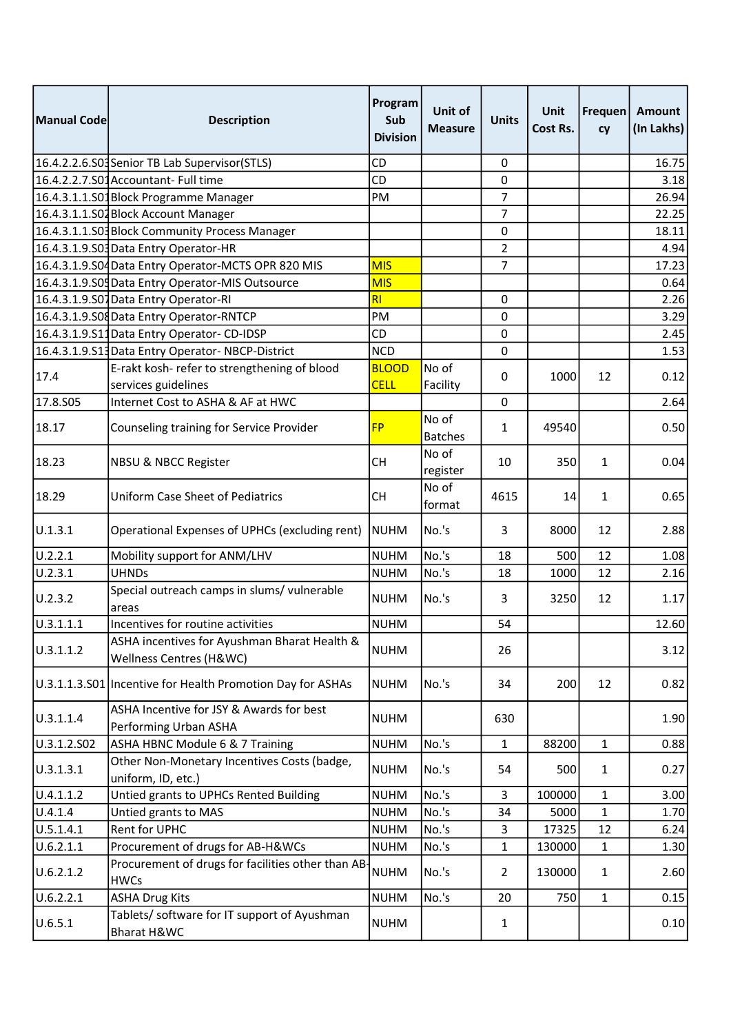| Manual Code | Description | Program Sub Division | Unit of Measure | Units | Unit Cost Rs. | Frequency | Amount (In Lakhs) |
|---|---|---|---|---|---|---|---|
| 16.4.2.2.6.S03 | Senior TB Lab Supervisor(STLS) | CD | | 0 | | | 16.75 |
| 16.4.2.2.7.S01 | Accountant- Full time | CD | | 0 | | | 3.18 |
| 16.4.3.1.1.S01 | Block Programme Manager | PM | | 7 | | | 26.94 |
| 16.4.3.1.1.S02 | Block Account Manager | | | 7 | | | 22.25 |
| 16.4.3.1.1.S03 | Block Community Process Manager | | | 0 | | | 18.11 |
| 16.4.3.1.9.S03 | Data Entry Operator-HR | | | 2 | | | 4.94 |
| 16.4.3.1.9.S04 | Data Entry Operator-MCTS OPR 820 MIS | MIS | | 7 | | | 17.23 |
| 16.4.3.1.9.S05 | Data Entry Operator-MIS Outsource | MIS | | | | | 0.64 |
| 16.4.3.1.9.S07 | Data Entry Operator-RI | RI | | 0 | | | 2.26 |
| 16.4.3.1.9.S08 | Data Entry Operator-RNTCP | PM | | 0 | | | 3.29 |
| 16.4.3.1.9.S11 | Data Entry Operator- CD-IDSP | CD | | 0 | | | 2.45 |
| 16.4.3.1.9.S13 | Data Entry Operator- NBCP-District | NCD | | 0 | | | 1.53 |
| 17.4 | E-rakt kosh- refer to strengthening of blood services guidelines | BLOOD CELL | No of Facility | 0 | 1000 | 12 | 0.12 |
| 17.8.S05 | Internet Cost to ASHA & AF at HWC | | | 0 | | | 2.64 |
| 18.17 | Counseling training for Service Provider | FP | No of Batches | 1 | 49540 | | 0.50 |
| 18.23 | NBSU & NBCC Register | CH | No of register | 10 | 350 | 1 | 0.04 |
| 18.29 | Uniform Case Sheet of Pediatrics | CH | No of format | 4615 | 14 | 1 | 0.65 |
| U.1.3.1 | Operational Expenses of UPHCs (excluding rent) | NUHM | No.'s | 3 | 8000 | 12 | 2.88 |
| U.2.2.1 | Mobility support for ANM/LHV | NUHM | No.'s | 18 | 500 | 12 | 1.08 |
| U.2.3.1 | UHNDs | NUHM | No.'s | 18 | 1000 | 12 | 2.16 |
| U.2.3.2 | Special outreach camps in slums/ vulnerable areas | NUHM | No.'s | 3 | 3250 | 12 | 1.17 |
| U.3.1.1.1 | Incentives for routine activities | NUHM | | 54 | | | 12.60 |
| U.3.1.1.2 | ASHA incentives for Ayushman Bharat Health & Wellness Centres (H&WC) | NUHM | | 26 | | | 3.12 |
| U.3.1.1.3.S01 | Incentive for Health Promotion Day for ASHAs | NUHM | No.'s | 34 | 200 | 12 | 0.82 |
| U.3.1.1.4 | ASHA Incentive for JSY & Awards for best Performing Urban ASHA | NUHM | | 630 | | | 1.90 |
| U.3.1.2.S02 | ASHA HBNC Module 6 & 7 Training | NUHM | No.'s | 1 | 88200 | 1 | 0.88 |
| U.3.1.3.1 | Other Non-Monetary Incentives Costs (badge, uniform, ID, etc.) | NUHM | No.'s | 54 | 500 | 1 | 0.27 |
| U.4.1.1.2 | Untied grants to UPHCs Rented Building | NUHM | No.'s | 3 | 100000 | 1 | 3.00 |
| U.4.1.4 | Untied grants to MAS | NUHM | No.'s | 34 | 5000 | 1 | 1.70 |
| U.5.1.4.1 | Rent for UPHC | NUHM | No.'s | 3 | 17325 | 12 | 6.24 |
| U.6.2.1.1 | Procurement of drugs for AB-H&WCs | NUHM | No.'s | 1 | 130000 | 1 | 1.30 |
| U.6.2.1.2 | Procurement of drugs for facilities other than AB-HWCs | NUHM | No.'s | 2 | 130000 | 1 | 2.60 |
| U.6.2.2.1 | ASHA Drug Kits | NUHM | No.'s | 20 | 750 | 1 | 0.15 |
| U.6.5.1 | Tablets/ software for IT support of Ayushman Bharat H&WC | NUHM | | 1 | | | 0.10 |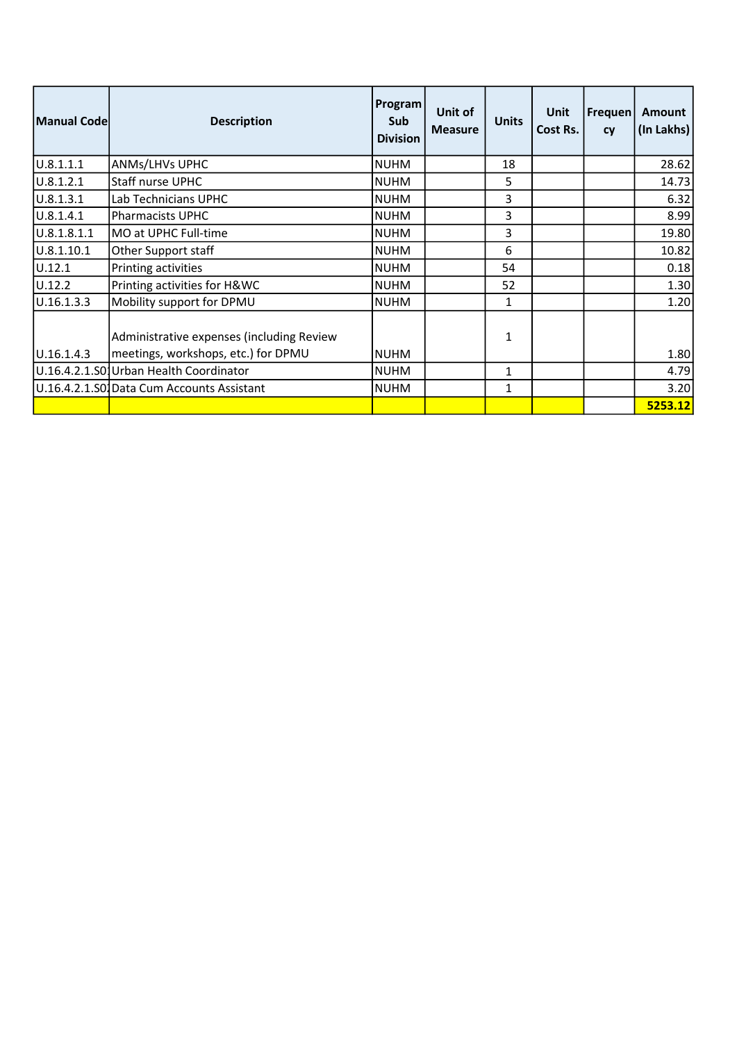| Manual Code | Description | Program Sub Division | Unit of Measure | Units | Unit Cost Rs. | Frequency | Amount (In Lakhs) |
|---|---|---|---|---|---|---|---|
| U.8.1.1.1 | ANMs/LHVs UPHC | NUHM | | 18 | | | 28.62 |
| U.8.1.2.1 | Staff nurse UPHC | NUHM | | 5 | | | 14.73 |
| U.8.1.3.1 | Lab Technicians UPHC | NUHM | | 3 | | | 6.32 |
| U.8.1.4.1 | Pharmacists UPHC | NUHM | | 3 | | | 8.99 |
| U.8.1.8.1.1 | MO at UPHC Full-time | NUHM | | 3 | | | 19.80 |
| U.8.1.10.1 | Other Support staff | NUHM | | 6 | | | 10.82 |
| U.12.1 | Printing activities | NUHM | | 54 | | | 0.18 |
| U.12.2 | Printing activities for H&WC | NUHM | | 52 | | | 1.30 |
| U.16.1.3.3 | Mobility support for DPMU | NUHM | | 1 | | | 1.20 |
| U.16.1.4.3 | Administrative expenses (including Review meetings, workshops, etc.) for DPMU | NUHM | | 1 | | | 1.80 |
| U.16.4.2.1.S01 | Urban Health Coordinator | NUHM | | 1 | | | 4.79 |
| U.16.4.2.1.S01 | Data Cum Accounts Assistant | NUHM | | 1 | | | 3.20 |
| | | | | | | | **5253.12** |